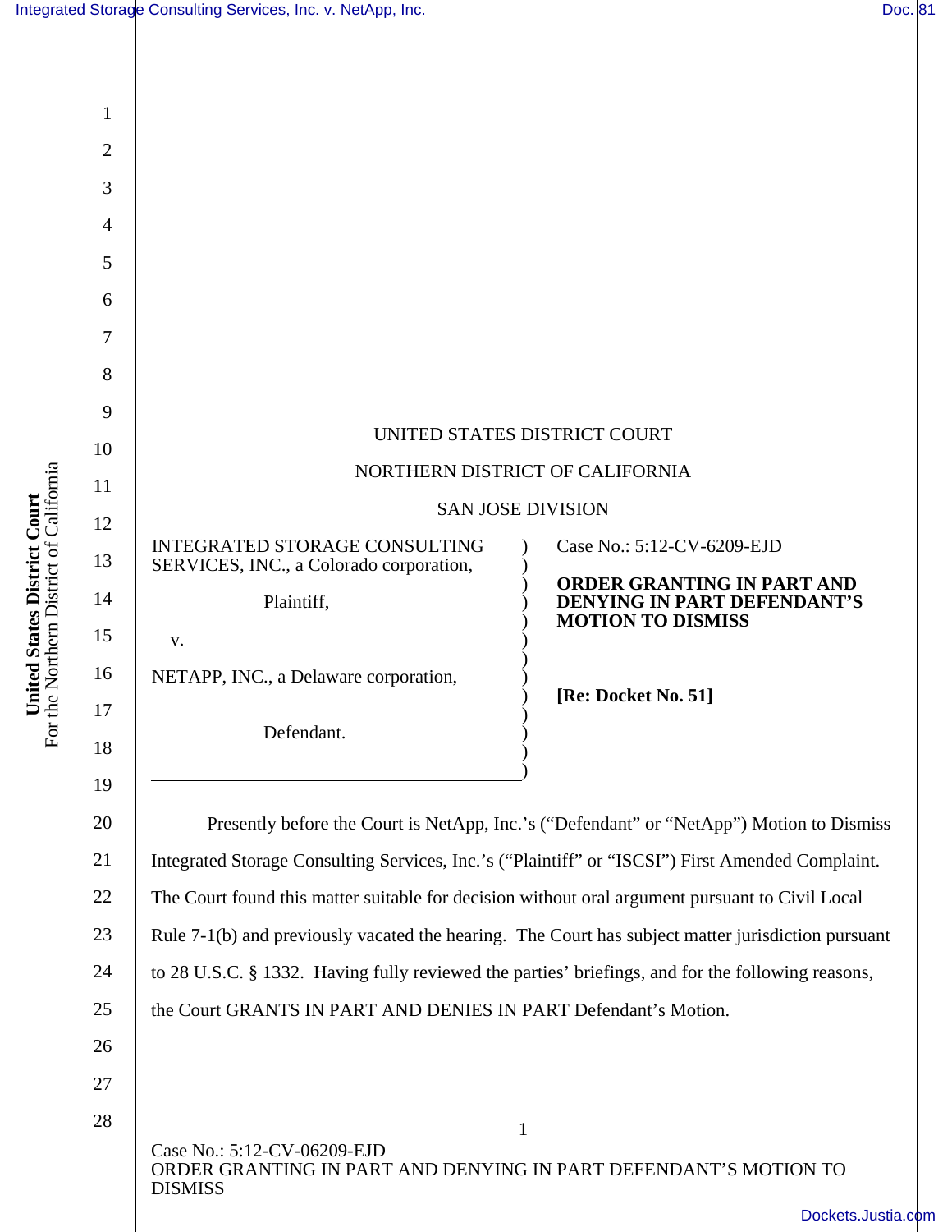UNITED STATES DISTRICT COURT

NORTHERN DISTRICT OF CALIFORNIA

SAN JOSE DIVISION

| | | |
|---|---|---|
| INTEGRATED STORAGE CONSULTING SERVICES, INC., a Colorado corporation,<br><br>Plaintiff,<br><br>v.<br><br>NETAPP, INC., a Delaware corporation,<br><br>Defendant. | ) | Case No.: 5:12-CV-6209-EJD<br><br>**ORDER GRANTING IN PART AND DENYING IN PART DEFENDANT'S MOTION TO DISMISS**<br><br>**[Re: Docket No. 51]** |

Presently before the Court is NetApp, Inc.'s ("Defendant" or "NetApp") Motion to Dismiss Integrated Storage Consulting Services, Inc.'s ("Plaintiff" or "ISCSI") First Amended Complaint. The Court found this matter suitable for decision without oral argument pursuant to Civil Local Rule 7-1(b) and previously vacated the hearing. The Court has subject matter jurisdiction pursuant to 28 U.S.C. § 1332. Having fully reviewed the parties' briefings, and for the following reasons, the Court GRANTS IN PART AND DENIES IN PART Defendant's Motion.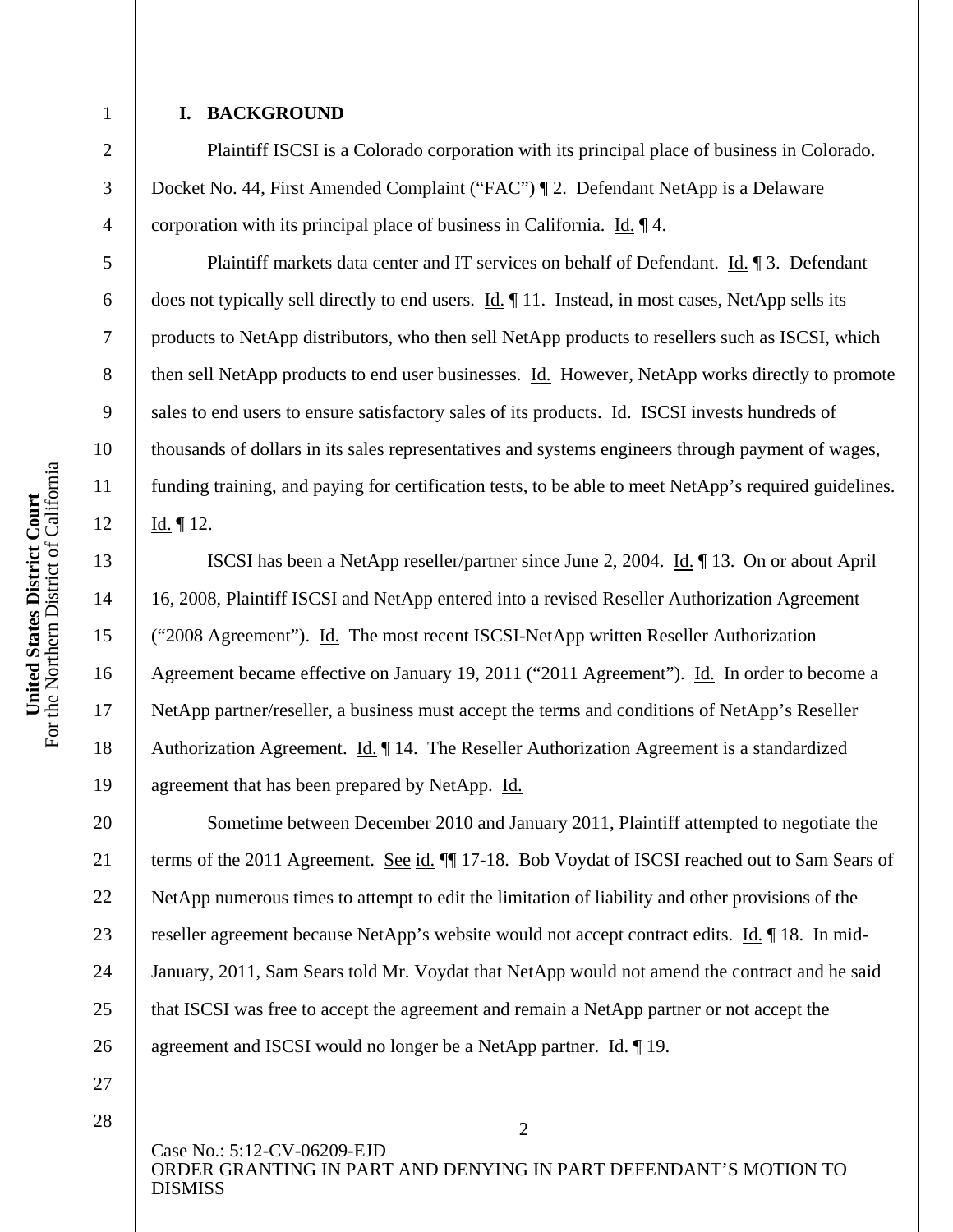## I. BACKGROUND

Plaintiff ISCSI is a Colorado corporation with its principal place of business in Colorado. Docket No. 44, First Amended Complaint ("FAC") ¶ 2. Defendant NetApp is a Delaware corporation with its principal place of business in California. Id. ¶ 4.

Plaintiff markets data center and IT services on behalf of Defendant. Id. ¶ 3. Defendant does not typically sell directly to end users. Id. ¶ 11. Instead, in most cases, NetApp sells its products to NetApp distributors, who then sell NetApp products to resellers such as ISCSI, which then sell NetApp products to end user businesses. Id. However, NetApp works directly to promote sales to end users to ensure satisfactory sales of its products. Id. ISCSI invests hundreds of thousands of dollars in its sales representatives and systems engineers through payment of wages, funding training, and paying for certification tests, to be able to meet NetApp's required guidelines. Id. ¶ 12.

ISCSI has been a NetApp reseller/partner since June 2, 2004. Id. ¶ 13. On or about April 16, 2008, Plaintiff ISCSI and NetApp entered into a revised Reseller Authorization Agreement ("2008 Agreement"). Id. The most recent ISCSI-NetApp written Reseller Authorization Agreement became effective on January 19, 2011 ("2011 Agreement"). Id. In order to become a NetApp partner/reseller, a business must accept the terms and conditions of NetApp's Reseller Authorization Agreement. Id. ¶ 14. The Reseller Authorization Agreement is a standardized agreement that has been prepared by NetApp. Id.

Sometime between December 2010 and January 2011, Plaintiff attempted to negotiate the terms of the 2011 Agreement. See id. ¶¶ 17-18. Bob Voydat of ISCSI reached out to Sam Sears of NetApp numerous times to attempt to edit the limitation of liability and other provisions of the reseller agreement because NetApp's website would not accept contract edits. Id. ¶ 18. In mid-January, 2011, Sam Sears told Mr. Voydat that NetApp would not amend the contract and he said that ISCSI was free to accept the agreement and remain a NetApp partner or not accept the agreement and ISCSI would no longer be a NetApp partner. Id. ¶ 19.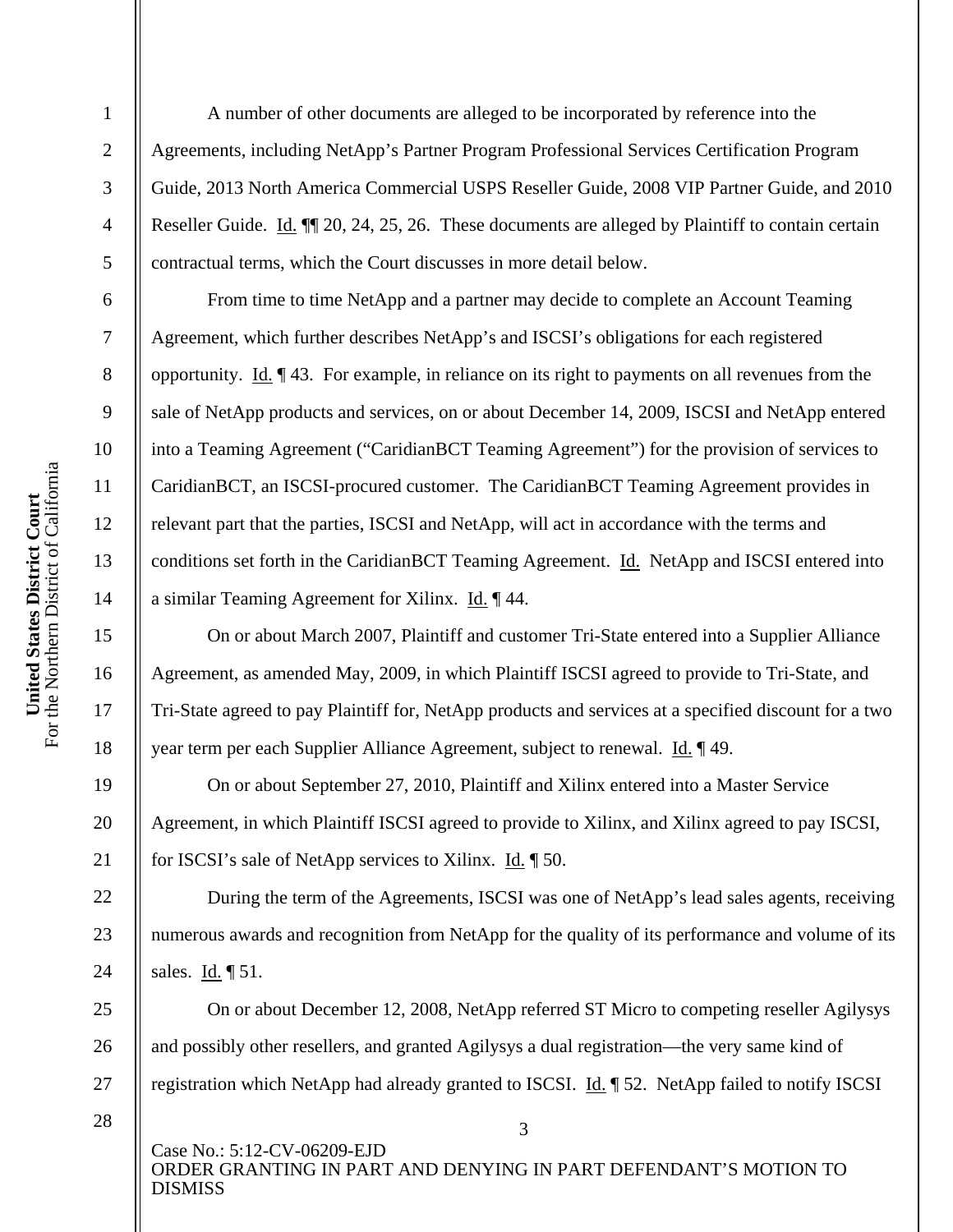A number of other documents are alleged to be incorporated by reference into the Agreements, including NetApp's Partner Program Professional Services Certification Program Guide, 2013 North America Commercial USPS Reseller Guide, 2008 VIP Partner Guide, and 2010 Reseller Guide. Id. ¶¶ 20, 24, 25, 26. These documents are alleged by Plaintiff to contain certain contractual terms, which the Court discusses in more detail below.

From time to time NetApp and a partner may decide to complete an Account Teaming Agreement, which further describes NetApp's and ISCSI's obligations for each registered opportunity. Id. ¶ 43. For example, in reliance on its right to payments on all revenues from the sale of NetApp products and services, on or about December 14, 2009, ISCSI and NetApp entered into a Teaming Agreement ("CaridianBCT Teaming Agreement") for the provision of services to CaridianBCT, an ISCSI-procured customer. The CaridianBCT Teaming Agreement provides in relevant part that the parties, ISCSI and NetApp, will act in accordance with the terms and conditions set forth in the CaridianBCT Teaming Agreement. Id. NetApp and ISCSI entered into a similar Teaming Agreement for Xilinx. Id. ¶ 44.

On or about March 2007, Plaintiff and customer Tri-State entered into a Supplier Alliance Agreement, as amended May, 2009, in which Plaintiff ISCSI agreed to provide to Tri-State, and Tri-State agreed to pay Plaintiff for, NetApp products and services at a specified discount for a two year term per each Supplier Alliance Agreement, subject to renewal. Id. ¶ 49.

On or about September 27, 2010, Plaintiff and Xilinx entered into a Master Service Agreement, in which Plaintiff ISCSI agreed to provide to Xilinx, and Xilinx agreed to pay ISCSI, for ISCSI's sale of NetApp services to Xilinx. Id. ¶ 50.

During the term of the Agreements, ISCSI was one of NetApp's lead sales agents, receiving numerous awards and recognition from NetApp for the quality of its performance and volume of its sales. Id. ¶ 51.

On or about December 12, 2008, NetApp referred ST Micro to competing reseller Agilysys and possibly other resellers, and granted Agilysys a dual registration—the very same kind of registration which NetApp had already granted to ISCSI. Id. ¶ 52. NetApp failed to notify ISCSI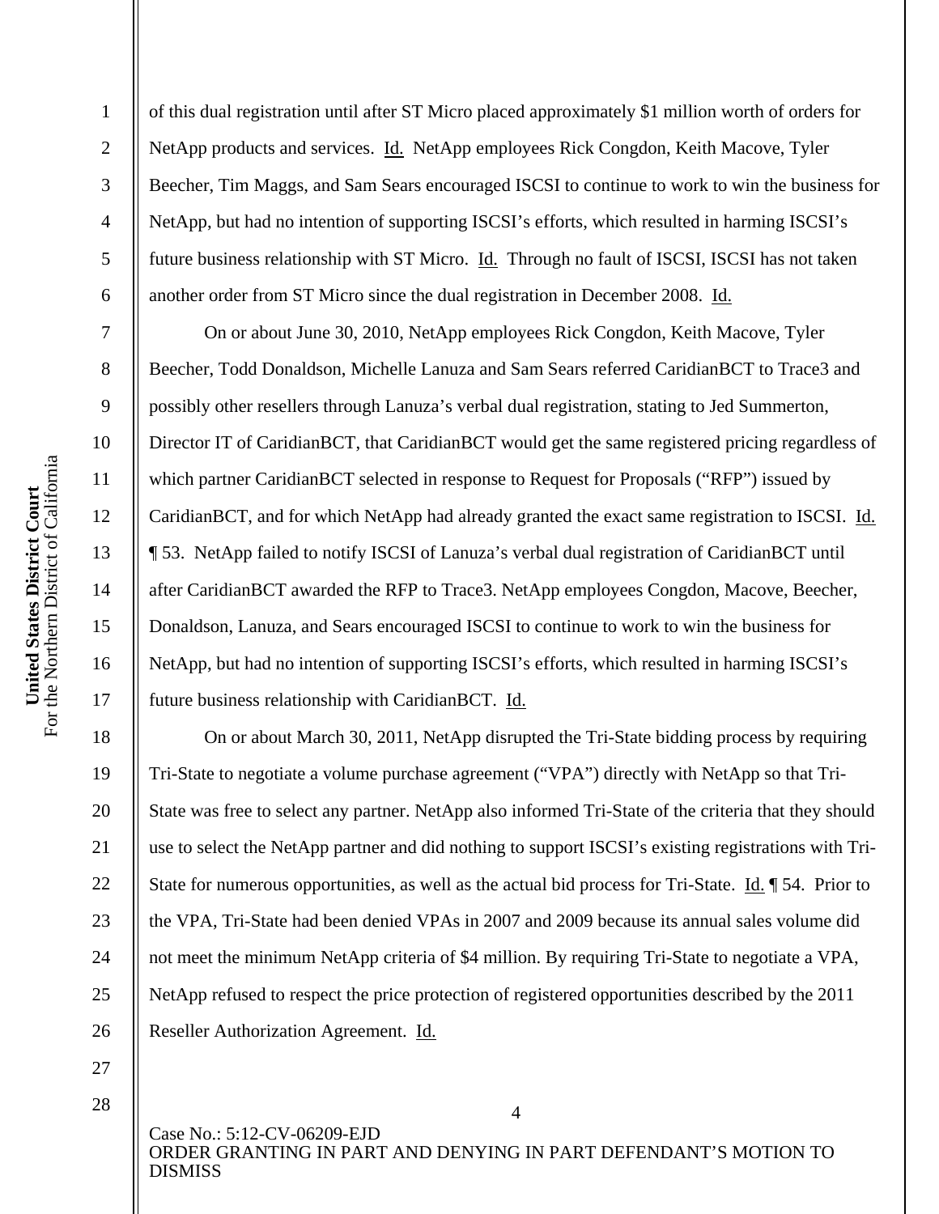of this dual registration until after ST Micro placed approximately $1 million worth of orders for NetApp products and services. Id. NetApp employees Rick Congdon, Keith Macove, Tyler Beecher, Tim Maggs, and Sam Sears encouraged ISCSI to continue to work to win the business for NetApp, but had no intention of supporting ISCSI's efforts, which resulted in harming ISCSI's future business relationship with ST Micro. Id. Through no fault of ISCSI, ISCSI has not taken another order from ST Micro since the dual registration in December 2008. Id.

On or about June 30, 2010, NetApp employees Rick Congdon, Keith Macove, Tyler Beecher, Todd Donaldson, Michelle Lanuza and Sam Sears referred CaridianBCT to Trace3 and possibly other resellers through Lanuza's verbal dual registration, stating to Jed Summerton, Director IT of CaridianBCT, that CaridianBCT would get the same registered pricing regardless of which partner CaridianBCT selected in response to Request for Proposals ("RFP") issued by CaridianBCT, and for which NetApp had already granted the exact same registration to ISCSI. Id. ¶ 53. NetApp failed to notify ISCSI of Lanuza's verbal dual registration of CaridianBCT until after CaridianBCT awarded the RFP to Trace3. NetApp employees Congdon, Macove, Beecher, Donaldson, Lanuza, and Sears encouraged ISCSI to continue to work to win the business for NetApp, but had no intention of supporting ISCSI's efforts, which resulted in harming ISCSI's future business relationship with CaridianBCT. Id.

On or about March 30, 2011, NetApp disrupted the Tri-State bidding process by requiring Tri-State to negotiate a volume purchase agreement ("VPA") directly with NetApp so that Tri-State was free to select any partner. NetApp also informed Tri-State of the criteria that they should use to select the NetApp partner and did nothing to support ISCSI's existing registrations with Tri-State for numerous opportunities, as well as the actual bid process for Tri-State. Id. ¶ 54. Prior to the VPA, Tri-State had been denied VPAs in 2007 and 2009 because its annual sales volume did not meet the minimum NetApp criteria of $4 million. By requiring Tri-State to negotiate a VPA, NetApp refused to respect the price protection of registered opportunities described by the 2011 Reseller Authorization Agreement. Id.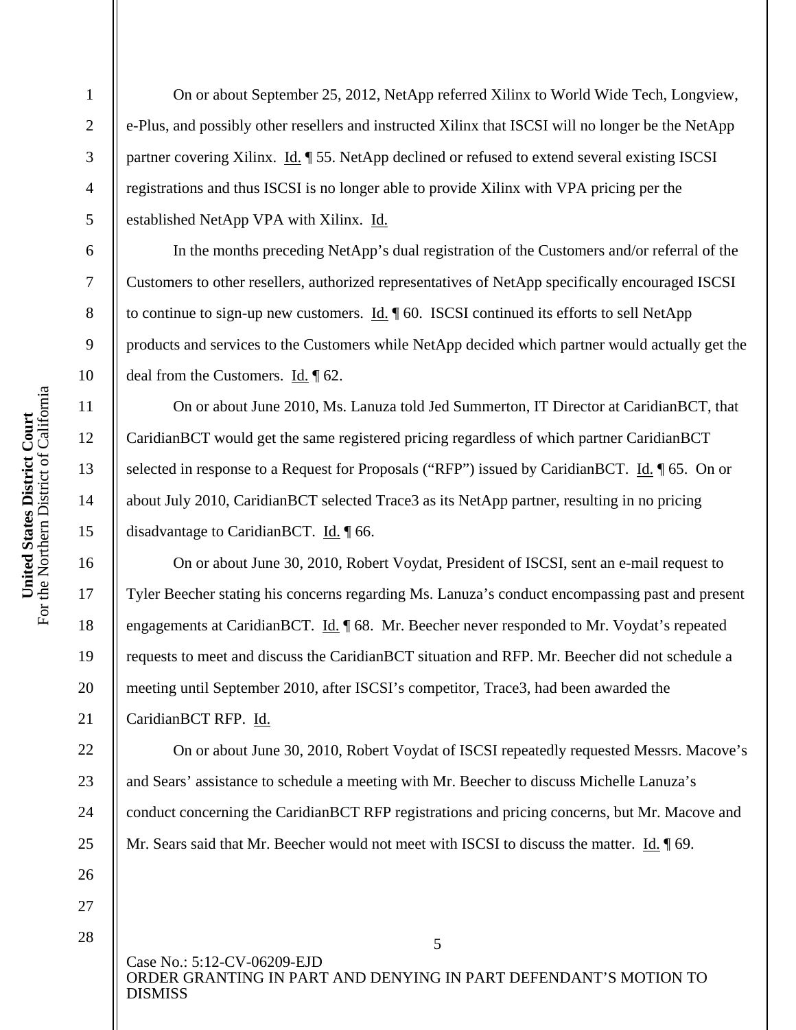On or about September 25, 2012, NetApp referred Xilinx to World Wide Tech, Longview, e-Plus, and possibly other resellers and instructed Xilinx that ISCSI will no longer be the NetApp partner covering Xilinx. Id. ¶ 55. NetApp declined or refused to extend several existing ISCSI registrations and thus ISCSI is no longer able to provide Xilinx with VPA pricing per the established NetApp VPA with Xilinx. Id.

In the months preceding NetApp's dual registration of the Customers and/or referral of the Customers to other resellers, authorized representatives of NetApp specifically encouraged ISCSI to continue to sign-up new customers. Id. ¶ 60. ISCSI continued its efforts to sell NetApp products and services to the Customers while NetApp decided which partner would actually get the deal from the Customers. Id. ¶ 62.

On or about June 2010, Ms. Lanuza told Jed Summerton, IT Director at CaridianBCT, that CaridianBCT would get the same registered pricing regardless of which partner CaridianBCT selected in response to a Request for Proposals ("RFP") issued by CaridianBCT. Id. ¶ 65. On or about July 2010, CaridianBCT selected Trace3 as its NetApp partner, resulting in no pricing disadvantage to CaridianBCT. Id. ¶ 66.

On or about June 30, 2010, Robert Voydat, President of ISCSI, sent an e-mail request to Tyler Beecher stating his concerns regarding Ms. Lanuza's conduct encompassing past and present engagements at CaridianBCT. Id. ¶ 68. Mr. Beecher never responded to Mr. Voydat's repeated requests to meet and discuss the CaridianBCT situation and RFP. Mr. Beecher did not schedule a meeting until September 2010, after ISCSI's competitor, Trace3, had been awarded the CaridianBCT RFP. Id.

On or about June 30, 2010, Robert Voydat of ISCSI repeatedly requested Messrs. Macove's and Sears' assistance to schedule a meeting with Mr. Beecher to discuss Michelle Lanuza's conduct concerning the CaridianBCT RFP registrations and pricing concerns, but Mr. Macove and Mr. Sears said that Mr. Beecher would not meet with ISCSI to discuss the matter. Id. ¶ 69.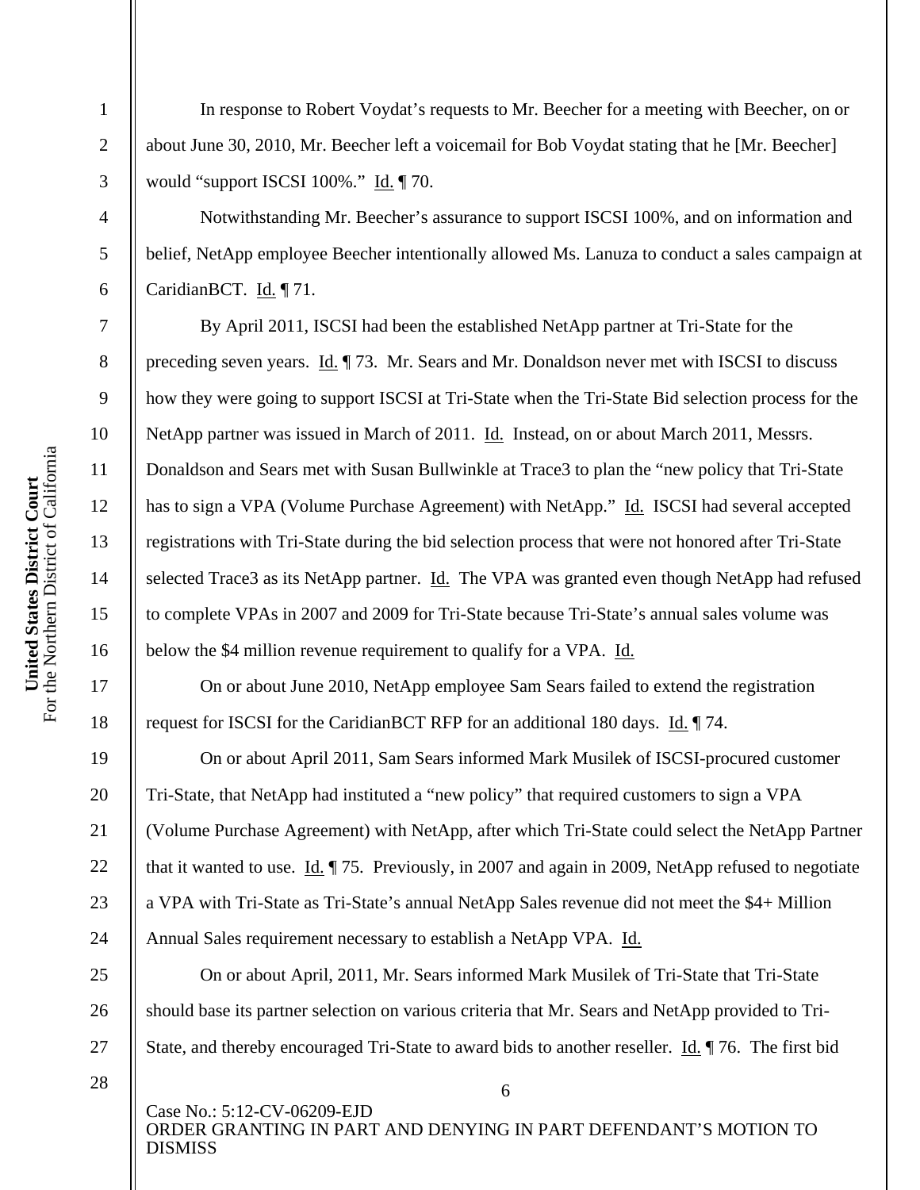In response to Robert Voydat's requests to Mr. Beecher for a meeting with Beecher, on or about June 30, 2010, Mr. Beecher left a voicemail for Bob Voydat stating that he [Mr. Beecher] would "support ISCSI 100%." Id. ¶ 70.

Notwithstanding Mr. Beecher's assurance to support ISCSI 100%, and on information and belief, NetApp employee Beecher intentionally allowed Ms. Lanuza to conduct a sales campaign at CaridianBCT. Id. ¶ 71.

By April 2011, ISCSI had been the established NetApp partner at Tri-State for the preceding seven years. Id. ¶ 73. Mr. Sears and Mr. Donaldson never met with ISCSI to discuss how they were going to support ISCSI at Tri-State when the Tri-State Bid selection process for the NetApp partner was issued in March of 2011. Id. Instead, on or about March 2011, Messrs. Donaldson and Sears met with Susan Bullwinkle at Trace3 to plan the "new policy that Tri-State has to sign a VPA (Volume Purchase Agreement) with NetApp." Id. ISCSI had several accepted registrations with Tri-State during the bid selection process that were not honored after Tri-State selected Trace3 as its NetApp partner. Id. The VPA was granted even though NetApp had refused to complete VPAs in 2007 and 2009 for Tri-State because Tri-State's annual sales volume was below the $4 million revenue requirement to qualify for a VPA. Id.

On or about June 2010, NetApp employee Sam Sears failed to extend the registration request for ISCSI for the CaridianBCT RFP for an additional 180 days. Id. ¶ 74.

On or about April 2011, Sam Sears informed Mark Musilek of ISCSI-procured customer Tri-State, that NetApp had instituted a "new policy" that required customers to sign a VPA (Volume Purchase Agreement) with NetApp, after which Tri-State could select the NetApp Partner that it wanted to use. Id. ¶ 75. Previously, in 2007 and again in 2009, NetApp refused to negotiate a VPA with Tri-State as Tri-State's annual NetApp Sales revenue did not meet the $4+ Million Annual Sales requirement necessary to establish a NetApp VPA. Id.

On or about April, 2011, Mr. Sears informed Mark Musilek of Tri-State that Tri-State should base its partner selection on various criteria that Mr. Sears and NetApp provided to Tri-State, and thereby encouraged Tri-State to award bids to another reseller. Id. ¶ 76. The first bid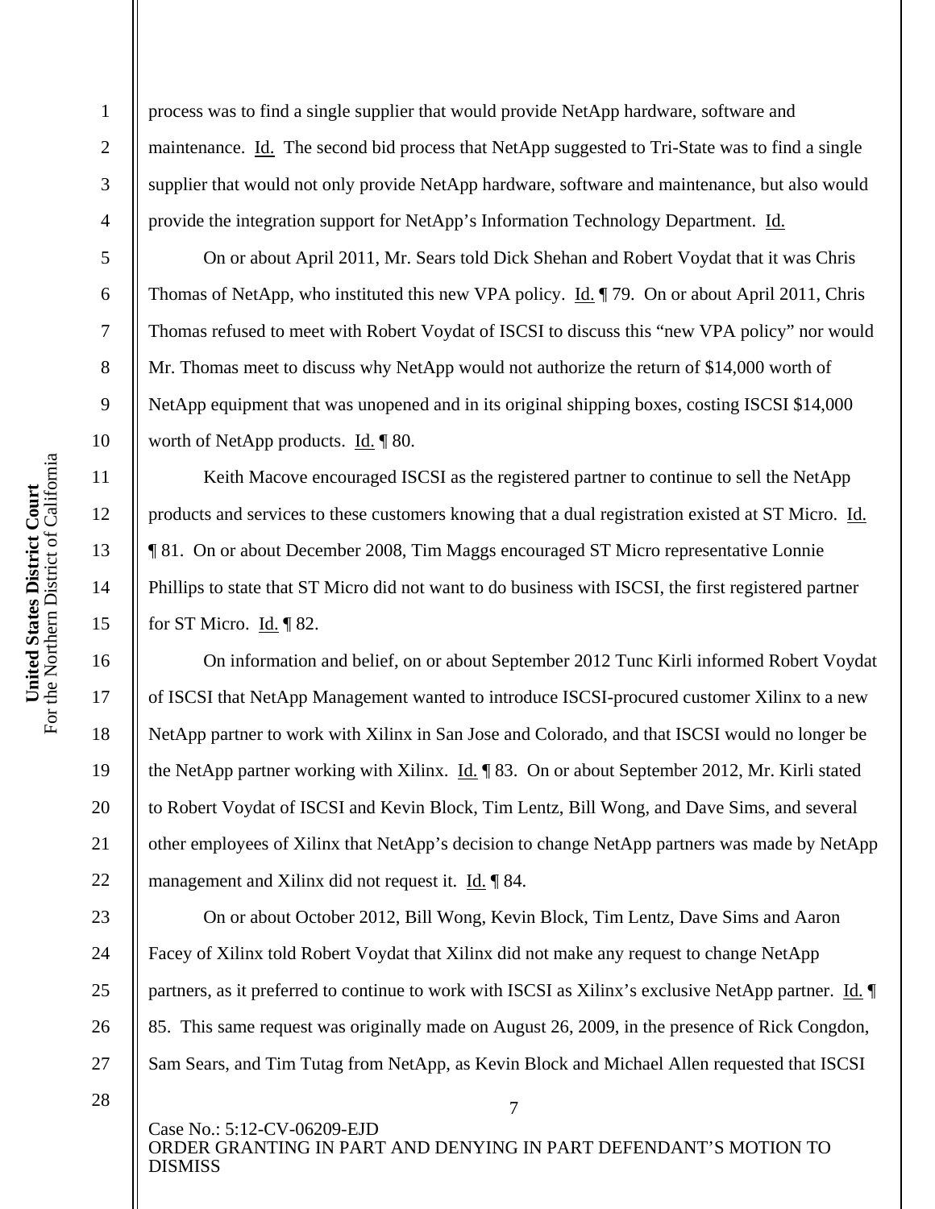process was to find a single supplier that would provide NetApp hardware, software and maintenance. Id. The second bid process that NetApp suggested to Tri-State was to find a single supplier that would not only provide NetApp hardware, software and maintenance, but also would provide the integration support for NetApp's Information Technology Department. Id.

On or about April 2011, Mr. Sears told Dick Shehan and Robert Voydat that it was Chris Thomas of NetApp, who instituted this new VPA policy. Id. ¶ 79. On or about April 2011, Chris Thomas refused to meet with Robert Voydat of ISCSI to discuss this "new VPA policy" nor would Mr. Thomas meet to discuss why NetApp would not authorize the return of $14,000 worth of NetApp equipment that was unopened and in its original shipping boxes, costing ISCSI $14,000 worth of NetApp products. Id. ¶ 80.

Keith Macove encouraged ISCSI as the registered partner to continue to sell the NetApp products and services to these customers knowing that a dual registration existed at ST Micro. Id. ¶ 81. On or about December 2008, Tim Maggs encouraged ST Micro representative Lonnie Phillips to state that ST Micro did not want to do business with ISCSI, the first registered partner for ST Micro. Id. ¶ 82.

On information and belief, on or about September 2012 Tunc Kirli informed Robert Voydat of ISCSI that NetApp Management wanted to introduce ISCSI-procured customer Xilinx to a new NetApp partner to work with Xilinx in San Jose and Colorado, and that ISCSI would no longer be the NetApp partner working with Xilinx. Id. ¶ 83. On or about September 2012, Mr. Kirli stated to Robert Voydat of ISCSI and Kevin Block, Tim Lentz, Bill Wong, and Dave Sims, and several other employees of Xilinx that NetApp's decision to change NetApp partners was made by NetApp management and Xilinx did not request it. Id. ¶ 84.

On or about October 2012, Bill Wong, Kevin Block, Tim Lentz, Dave Sims and Aaron Facey of Xilinx told Robert Voydat that Xilinx did not make any request to change NetApp partners, as it preferred to continue to work with ISCSI as Xilinx's exclusive NetApp partner. Id. ¶ 85. This same request was originally made on August 26, 2009, in the presence of Rick Congdon, Sam Sears, and Tim Tutag from NetApp, as Kevin Block and Michael Allen requested that ISCSI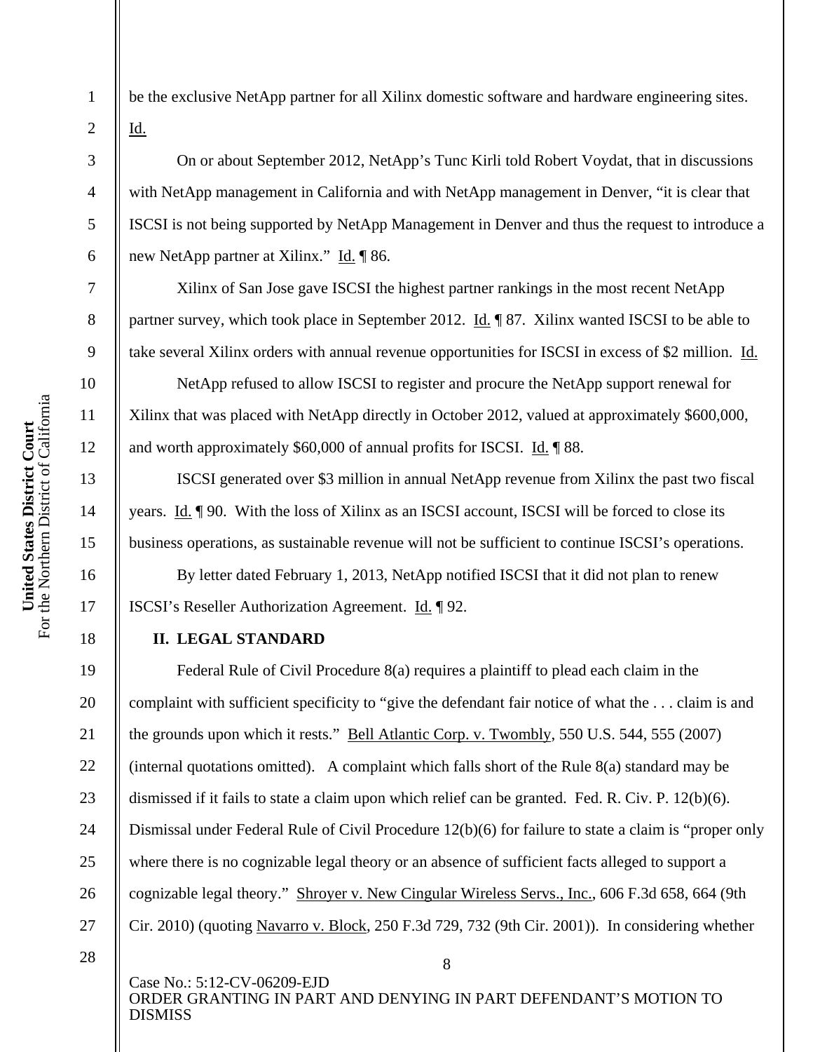be the exclusive NetApp partner for all Xilinx domestic software and hardware engineering sites. Id.

On or about September 2012, NetApp's Tunc Kirli told Robert Voydat, that in discussions with NetApp management in California and with NetApp management in Denver, "it is clear that ISCSI is not being supported by NetApp Management in Denver and thus the request to introduce a new NetApp partner at Xilinx." Id. ¶ 86.

Xilinx of San Jose gave ISCSI the highest partner rankings in the most recent NetApp partner survey, which took place in September 2012. Id. ¶ 87. Xilinx wanted ISCSI to be able to take several Xilinx orders with annual revenue opportunities for ISCSI in excess of $2 million. Id.

NetApp refused to allow ISCSI to register and procure the NetApp support renewal for Xilinx that was placed with NetApp directly in October 2012, valued at approximately $600,000, and worth approximately $60,000 of annual profits for ISCSI. Id. ¶ 88.

ISCSI generated over $3 million in annual NetApp revenue from Xilinx the past two fiscal years. Id. ¶ 90. With the loss of Xilinx as an ISCSI account, ISCSI will be forced to close its business operations, as sustainable revenue will not be sufficient to continue ISCSI's operations.

By letter dated February 1, 2013, NetApp notified ISCSI that it did not plan to renew ISCSI's Reseller Authorization Agreement. Id. ¶ 92.

## II. LEGAL STANDARD

Federal Rule of Civil Procedure 8(a) requires a plaintiff to plead each claim in the complaint with sufficient specificity to "give the defendant fair notice of what the . . . claim is and the grounds upon which it rests." Bell Atlantic Corp. v. Twombly, 550 U.S. 544, 555 (2007) (internal quotations omitted). A complaint which falls short of the Rule 8(a) standard may be dismissed if it fails to state a claim upon which relief can be granted. Fed. R. Civ. P. 12(b)(6). Dismissal under Federal Rule of Civil Procedure 12(b)(6) for failure to state a claim is "proper only where there is no cognizable legal theory or an absence of sufficient facts alleged to support a cognizable legal theory." Shroyer v. New Cingular Wireless Servs., Inc., 606 F.3d 658, 664 (9th Cir. 2010) (quoting Navarro v. Block, 250 F.3d 729, 732 (9th Cir. 2001)). In considering whether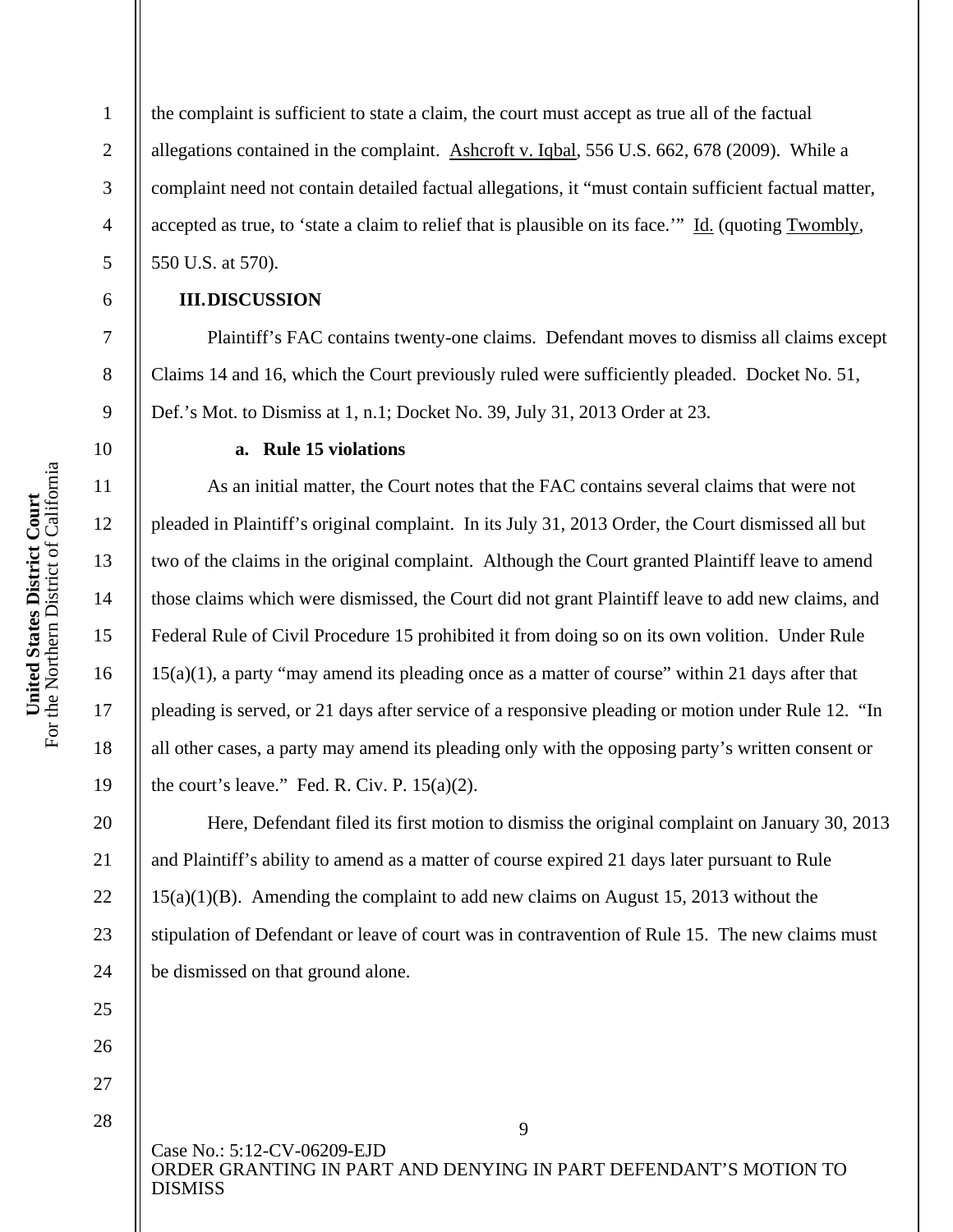the complaint is sufficient to state a claim, the court must accept as true all of the factual allegations contained in the complaint. Ashcroft v. Iqbal, 556 U.S. 662, 678 (2009). While a complaint need not contain detailed factual allegations, it "must contain sufficient factual matter, accepted as true, to 'state a claim to relief that is plausible on its face.'" Id. (quoting Twombly, 550 U.S. at 570).

## III. DISCUSSION

Plaintiff's FAC contains twenty-one claims. Defendant moves to dismiss all claims except Claims 14 and 16, which the Court previously ruled were sufficiently pleaded. Docket No. 51, Def.'s Mot. to Dismiss at 1, n.1; Docket No. 39, July 31, 2013 Order at 23.

### a. Rule 15 violations

As an initial matter, the Court notes that the FAC contains several claims that were not pleaded in Plaintiff's original complaint. In its July 31, 2013 Order, the Court dismissed all but two of the claims in the original complaint. Although the Court granted Plaintiff leave to amend those claims which were dismissed, the Court did not grant Plaintiff leave to add new claims, and Federal Rule of Civil Procedure 15 prohibited it from doing so on its own volition. Under Rule 15(a)(1), a party "may amend its pleading once as a matter of course" within 21 days after that pleading is served, or 21 days after service of a responsive pleading or motion under Rule 12. "In all other cases, a party may amend its pleading only with the opposing party's written consent or the court's leave." Fed. R. Civ. P. 15(a)(2).

Here, Defendant filed its first motion to dismiss the original complaint on January 30, 2013 and Plaintiff's ability to amend as a matter of course expired 21 days later pursuant to Rule 15(a)(1)(B). Amending the complaint to add new claims on August 15, 2013 without the stipulation of Defendant or leave of court was in contravention of Rule 15. The new claims must be dismissed on that ground alone.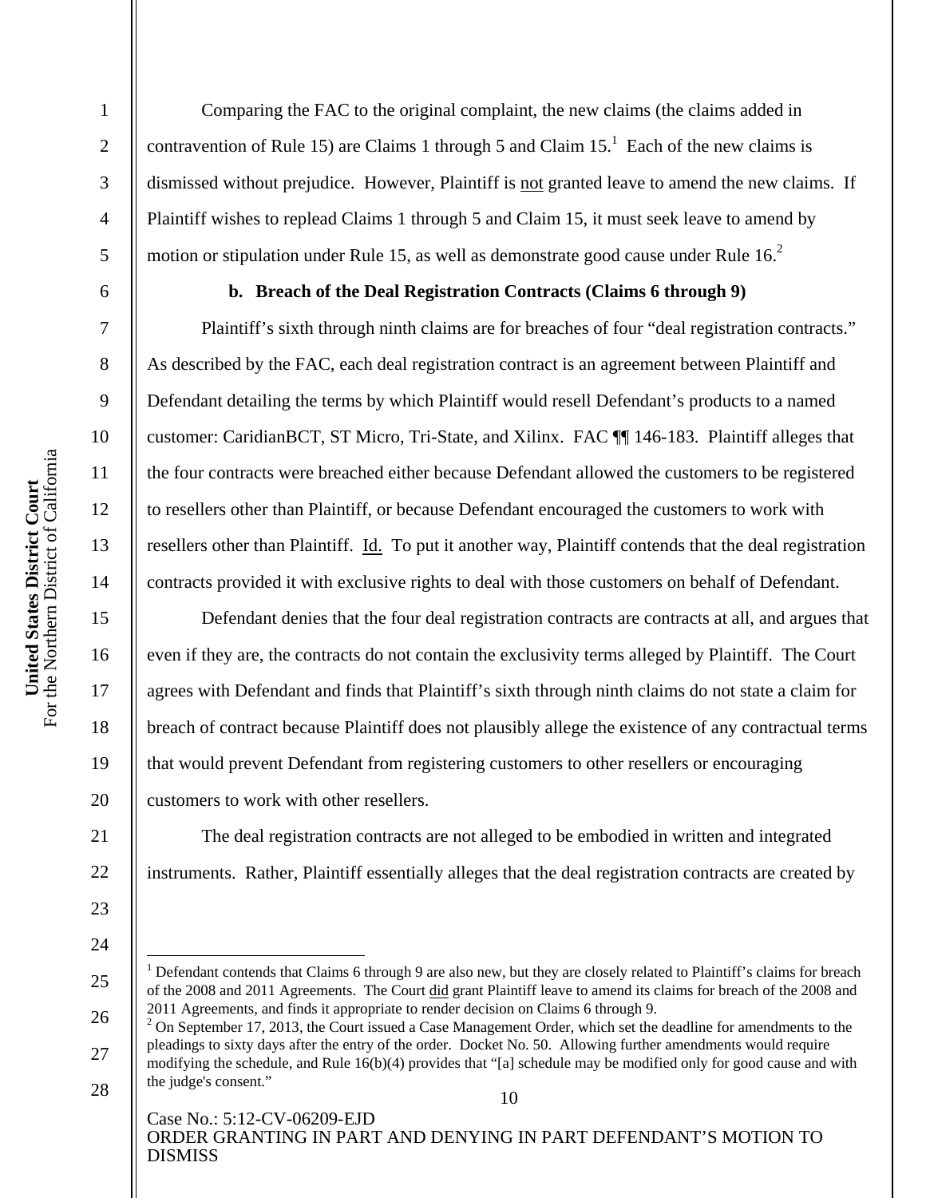Comparing the FAC to the original complaint, the new claims (the claims added in contravention of Rule 15) are Claims 1 through 5 and Claim 15.[1] Each of the new claims is dismissed without prejudice. However, Plaintiff is not granted leave to amend the new claims. If Plaintiff wishes to replead Claims 1 through 5 and Claim 15, it must seek leave to amend by motion or stipulation under Rule 15, as well as demonstrate good cause under Rule 16.[2]

**b. Breach of the Deal Registration Contracts (Claims 6 through 9)**

Plaintiff's sixth through ninth claims are for breaches of four "deal registration contracts." As described by the FAC, each deal registration contract is an agreement between Plaintiff and Defendant detailing the terms by which Plaintiff would resell Defendant's products to a named customer: CaridianBCT, ST Micro, Tri-State, and Xilinx. FAC ¶¶ 146-183. Plaintiff alleges that the four contracts were breached either because Defendant allowed the customers to be registered to resellers other than Plaintiff, or because Defendant encouraged the customers to work with resellers other than Plaintiff. Id. To put it another way, Plaintiff contends that the deal registration contracts provided it with exclusive rights to deal with those customers on behalf of Defendant.

Defendant denies that the four deal registration contracts are contracts at all, and argues that even if they are, the contracts do not contain the exclusivity terms alleged by Plaintiff. The Court agrees with Defendant and finds that Plaintiff's sixth through ninth claims do not state a claim for breach of contract because Plaintiff does not plausibly allege the existence of any contractual terms that would prevent Defendant from registering customers to other resellers or encouraging customers to work with other resellers.

The deal registration contracts are not alleged to be embodied in written and integrated instruments. Rather, Plaintiff essentially alleges that the deal registration contracts are created by

---

[1] Defendant contends that Claims 6 through 9 are also new, but they are closely related to Plaintiff's claims for breach of the 2008 and 2011 Agreements. The Court did grant Plaintiff leave to amend its claims for breach of the 2008 and 2011 Agreements, and finds it appropriate to render decision on Claims 6 through 9.

[2] On September 17, 2013, the Court issued a Case Management Order, which set the deadline for amendments to the pleadings to sixty days after the entry of the order. Docket No. 50. Allowing further amendments would require modifying the schedule, and Rule 16(b)(4) provides that "[a] schedule may be modified only for good cause and with the judge's consent."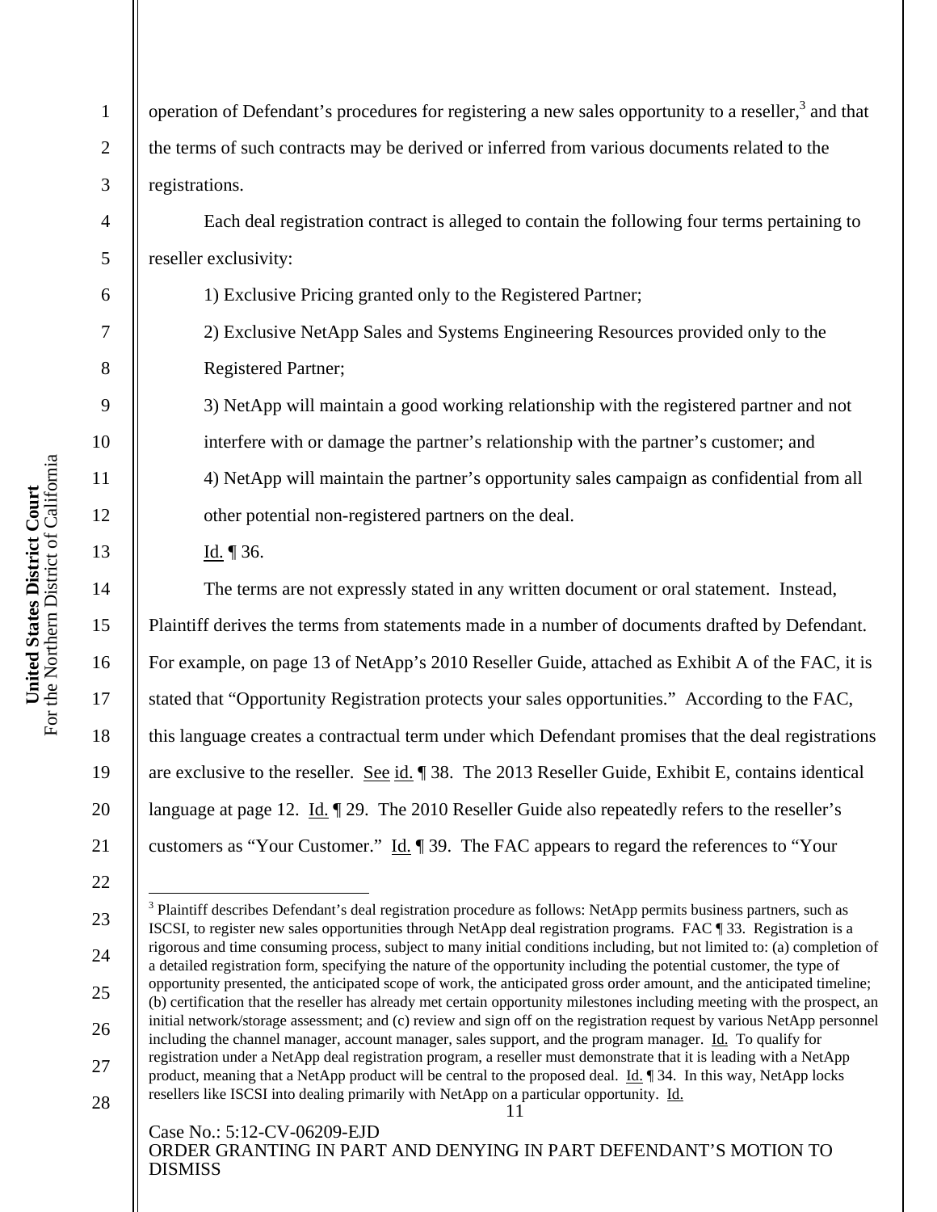operation of Defendant's procedures for registering a new sales opportunity to a reseller,[3] and that the terms of such contracts may be derived or inferred from various documents related to the registrations.

Each deal registration contract is alleged to contain the following four terms pertaining to reseller exclusivity:

1) Exclusive Pricing granted only to the Registered Partner;

2) Exclusive NetApp Sales and Systems Engineering Resources provided only to the Registered Partner;

3) NetApp will maintain a good working relationship with the registered partner and not interfere with or damage the partner's relationship with the partner's customer; and

4) NetApp will maintain the partner's opportunity sales campaign as confidential from all other potential non-registered partners on the deal.

Id. ¶ 36.

The terms are not expressly stated in any written document or oral statement. Instead, Plaintiff derives the terms from statements made in a number of documents drafted by Defendant. For example, on page 13 of NetApp's 2010 Reseller Guide, attached as Exhibit A of the FAC, it is stated that "Opportunity Registration protects your sales opportunities." According to the FAC, this language creates a contractual term under which Defendant promises that the deal registrations are exclusive to the reseller. See id. ¶ 38. The 2013 Reseller Guide, Exhibit E, contains identical language at page 12. Id. ¶ 29. The 2010 Reseller Guide also repeatedly refers to the reseller's customers as "Your Customer." Id. ¶ 39. The FAC appears to regard the references to "Your

---

[3] Plaintiff describes Defendant's deal registration procedure as follows: NetApp permits business partners, such as ISCSI, to register new sales opportunities through NetApp deal registration programs. FAC ¶ 33. Registration is a rigorous and time consuming process, subject to many initial conditions including, but not limited to: (a) completion of a detailed registration form, specifying the nature of the opportunity including the potential customer, the type of opportunity presented, the anticipated scope of work, the anticipated gross order amount, and the anticipated timeline; (b) certification that the reseller has already met certain opportunity milestones including meeting with the prospect, an initial network/storage assessment; and (c) review and sign off on the registration request by various NetApp personnel including the channel manager, account manager, sales support, and the program manager. Id. To qualify for registration under a NetApp deal registration program, a reseller must demonstrate that it is leading with a NetApp product, meaning that a NetApp product will be central to the proposed deal. Id. ¶ 34. In this way, NetApp locks resellers like ISCSI into dealing primarily with NetApp on a particular opportunity. Id.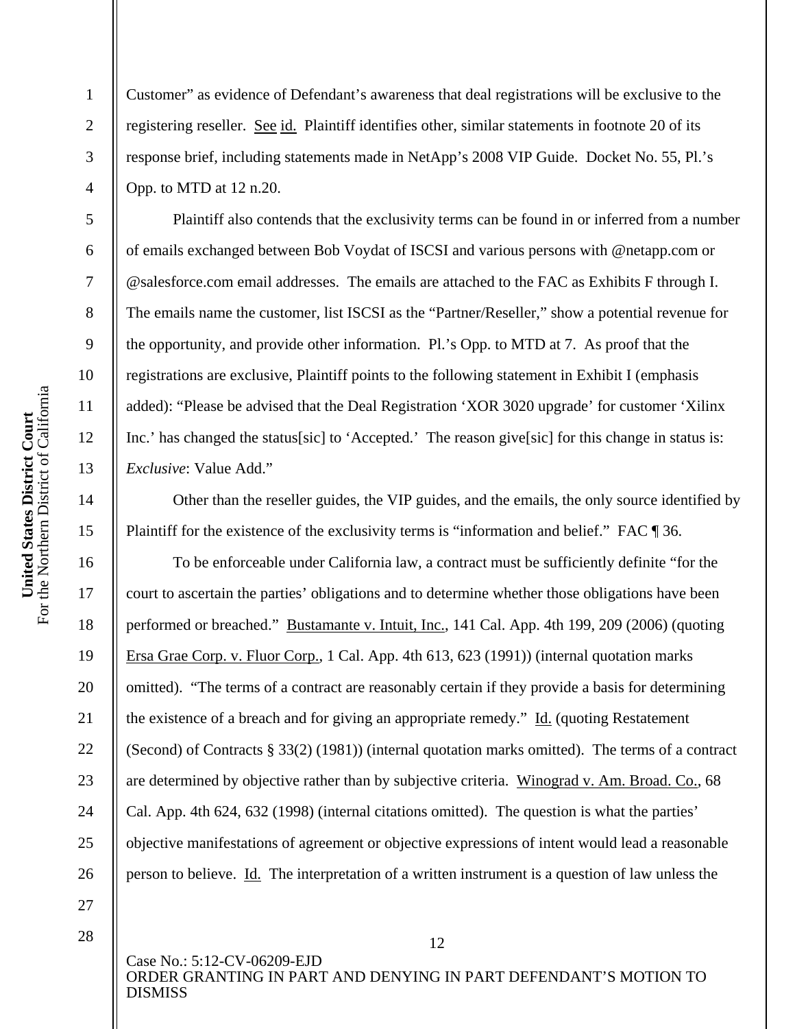Customer" as evidence of Defendant's awareness that deal registrations will be exclusive to the registering reseller. See id. Plaintiff identifies other, similar statements in footnote 20 of its response brief, including statements made in NetApp's 2008 VIP Guide. Docket No. 55, Pl.'s Opp. to MTD at 12 n.20.

Plaintiff also contends that the exclusivity terms can be found in or inferred from a number of emails exchanged between Bob Voydat of ISCSI and various persons with @netapp.com or @salesforce.com email addresses. The emails are attached to the FAC as Exhibits F through I. The emails name the customer, list ISCSI as the "Partner/Reseller," show a potential revenue for the opportunity, and provide other information. Pl.'s Opp. to MTD at 7. As proof that the registrations are exclusive, Plaintiff points to the following statement in Exhibit I (emphasis added): "Please be advised that the Deal Registration 'XOR 3020 upgrade' for customer 'Xilinx Inc.' has changed the status[sic] to 'Accepted.' The reason give[sic] for this change in status is: *Exclusive*: Value Add."

Other than the reseller guides, the VIP guides, and the emails, the only source identified by Plaintiff for the existence of the exclusivity terms is "information and belief." FAC ¶ 36.

To be enforceable under California law, a contract must be sufficiently definite "for the court to ascertain the parties' obligations and to determine whether those obligations have been performed or breached." Bustamante v. Intuit, Inc., 141 Cal. App. 4th 199, 209 (2006) (quoting Ersa Grae Corp. v. Fluor Corp., 1 Cal. App. 4th 613, 623 (1991)) (internal quotation marks omitted). "The terms of a contract are reasonably certain if they provide a basis for determining the existence of a breach and for giving an appropriate remedy." Id. (quoting Restatement (Second) of Contracts § 33(2) (1981)) (internal quotation marks omitted). The terms of a contract are determined by objective rather than by subjective criteria. Winograd v. Am. Broad. Co., 68 Cal. App. 4th 624, 632 (1998) (internal citations omitted). The question is what the parties' objective manifestations of agreement or objective expressions of intent would lead a reasonable person to believe. Id. The interpretation of a written instrument is a question of law unless the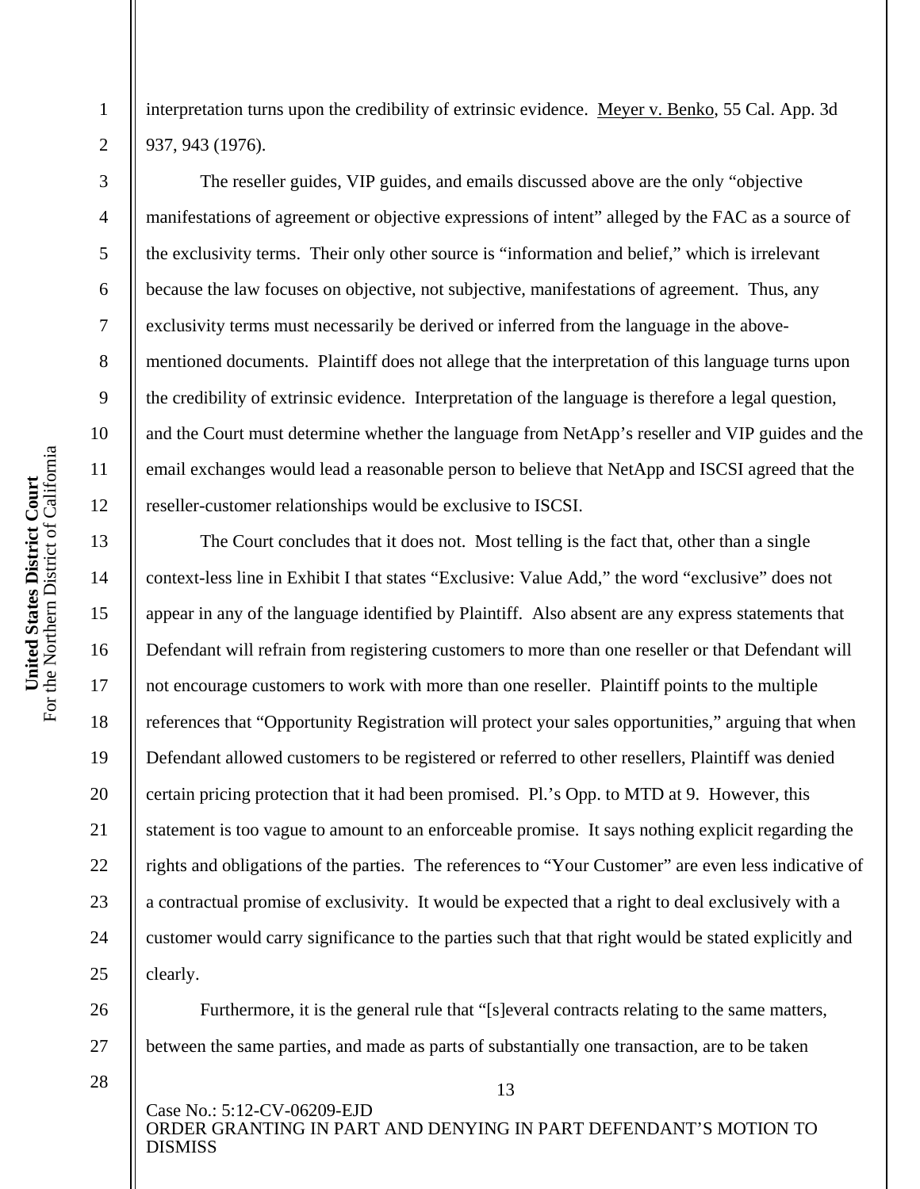interpretation turns upon the credibility of extrinsic evidence. Meyer v. Benko, 55 Cal. App. 3d 937, 943 (1976).

The reseller guides, VIP guides, and emails discussed above are the only "objective manifestations of agreement or objective expressions of intent" alleged by the FAC as a source of the exclusivity terms. Their only other source is "information and belief," which is irrelevant because the law focuses on objective, not subjective, manifestations of agreement. Thus, any exclusivity terms must necessarily be derived or inferred from the language in the above-mentioned documents. Plaintiff does not allege that the interpretation of this language turns upon the credibility of extrinsic evidence. Interpretation of the language is therefore a legal question, and the Court must determine whether the language from NetApp's reseller and VIP guides and the email exchanges would lead a reasonable person to believe that NetApp and ISCSI agreed that the reseller-customer relationships would be exclusive to ISCSI.

The Court concludes that it does not. Most telling is the fact that, other than a single context-less line in Exhibit I that states "Exclusive: Value Add," the word "exclusive" does not appear in any of the language identified by Plaintiff. Also absent are any express statements that Defendant will refrain from registering customers to more than one reseller or that Defendant will not encourage customers to work with more than one reseller. Plaintiff points to the multiple references that "Opportunity Registration will protect your sales opportunities," arguing that when Defendant allowed customers to be registered or referred to other resellers, Plaintiff was denied certain pricing protection that it had been promised. Pl.'s Opp. to MTD at 9. However, this statement is too vague to amount to an enforceable promise. It says nothing explicit regarding the rights and obligations of the parties. The references to "Your Customer" are even less indicative of a contractual promise of exclusivity. It would be expected that a right to deal exclusively with a customer would carry significance to the parties such that that right would be stated explicitly and clearly.

Furthermore, it is the general rule that "[s]everal contracts relating to the same matters, between the same parties, and made as parts of substantially one transaction, are to be taken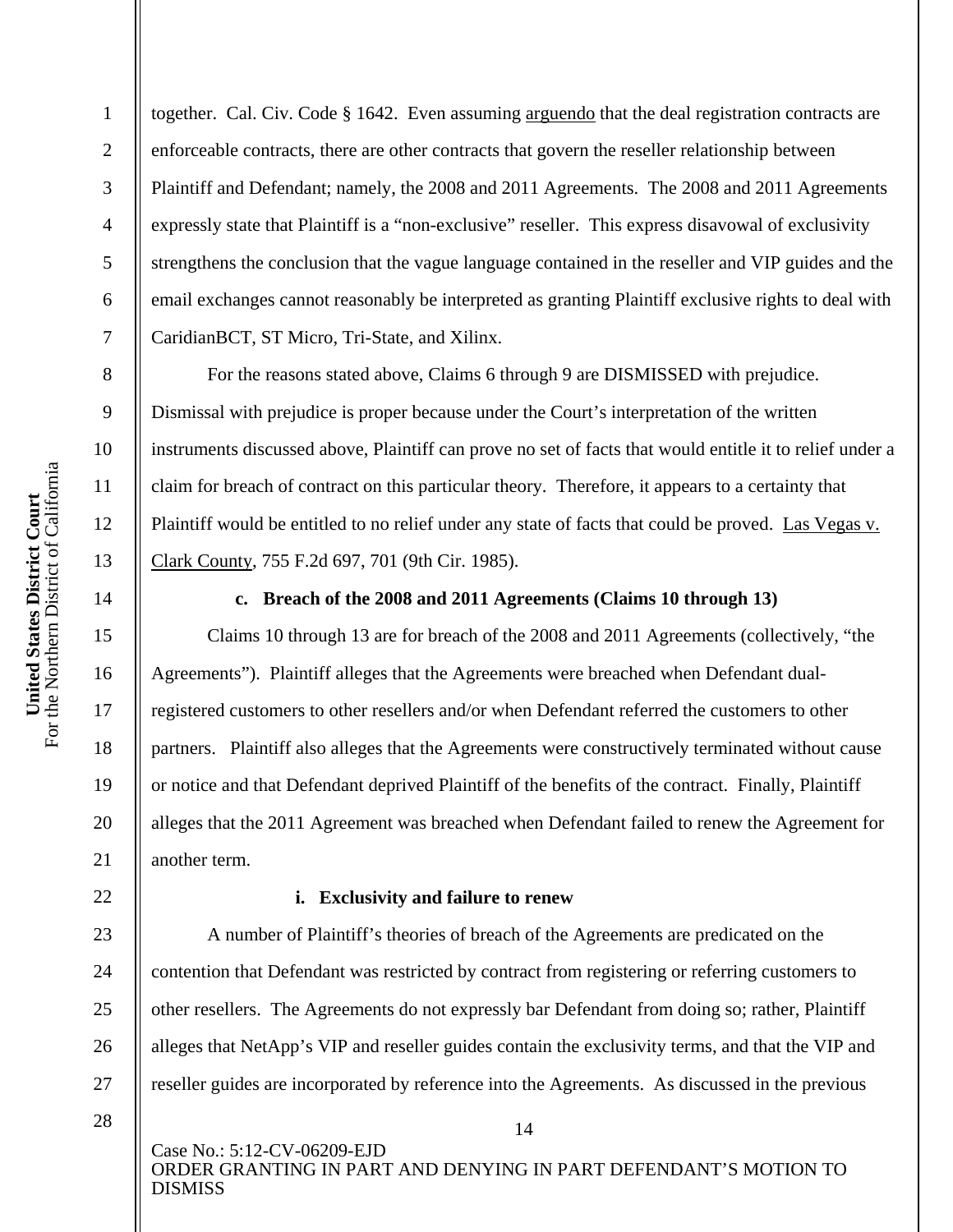together. Cal. Civ. Code § 1642. Even assuming arguendo that the deal registration contracts are enforceable contracts, there are other contracts that govern the reseller relationship between Plaintiff and Defendant; namely, the 2008 and 2011 Agreements. The 2008 and 2011 Agreements expressly state that Plaintiff is a "non-exclusive" reseller. This express disavowal of exclusivity strengthens the conclusion that the vague language contained in the reseller and VIP guides and the email exchanges cannot reasonably be interpreted as granting Plaintiff exclusive rights to deal with CaridianBCT, ST Micro, Tri-State, and Xilinx.

For the reasons stated above, Claims 6 through 9 are DISMISSED with prejudice. Dismissal with prejudice is proper because under the Court's interpretation of the written instruments discussed above, Plaintiff can prove no set of facts that would entitle it to relief under a claim for breach of contract on this particular theory. Therefore, it appears to a certainty that Plaintiff would be entitled to no relief under any state of facts that could be proved. Las Vegas v. Clark County, 755 F.2d 697, 701 (9th Cir. 1985).

**c. Breach of the 2008 and 2011 Agreements (Claims 10 through 13)**

Claims 10 through 13 are for breach of the 2008 and 2011 Agreements (collectively, "the Agreements"). Plaintiff alleges that the Agreements were breached when Defendant dual-registered customers to other resellers and/or when Defendant referred the customers to other partners. Plaintiff also alleges that the Agreements were constructively terminated without cause or notice and that Defendant deprived Plaintiff of the benefits of the contract. Finally, Plaintiff alleges that the 2011 Agreement was breached when Defendant failed to renew the Agreement for another term.

**i. Exclusivity and failure to renew**

A number of Plaintiff's theories of breach of the Agreements are predicated on the contention that Defendant was restricted by contract from registering or referring customers to other resellers. The Agreements do not expressly bar Defendant from doing so; rather, Plaintiff alleges that NetApp's VIP and reseller guides contain the exclusivity terms, and that the VIP and reseller guides are incorporated by reference into the Agreements. As discussed in the previous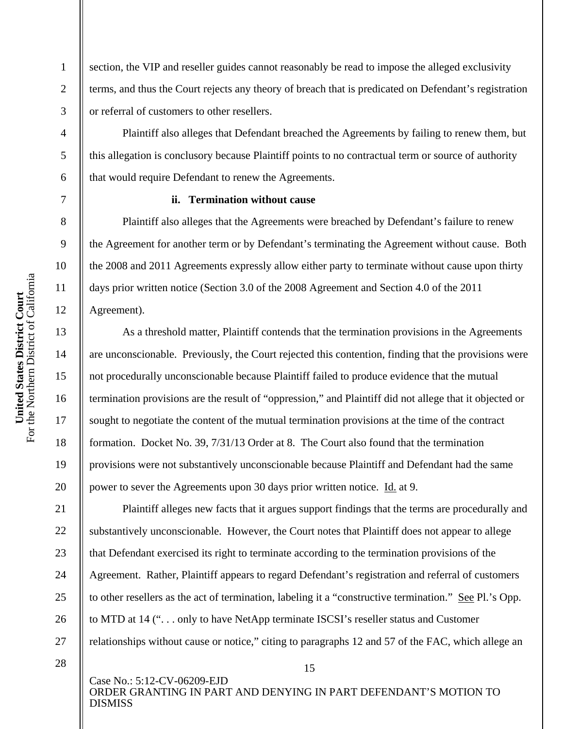section, the VIP and reseller guides cannot reasonably be read to impose the alleged exclusivity terms, and thus the Court rejects any theory of breach that is predicated on Defendant's registration or referral of customers to other resellers.

Plaintiff also alleges that Defendant breached the Agreements by failing to renew them, but this allegation is conclusory because Plaintiff points to no contractual term or source of authority that would require Defendant to renew the Agreements.

#### ii. Termination without cause

Plaintiff also alleges that the Agreements were breached by Defendant's failure to renew the Agreement for another term or by Defendant's terminating the Agreement without cause. Both the 2008 and 2011 Agreements expressly allow either party to terminate without cause upon thirty days prior written notice (Section 3.0 of the 2008 Agreement and Section 4.0 of the 2011 Agreement).

As a threshold matter, Plaintiff contends that the termination provisions in the Agreements are unconscionable. Previously, the Court rejected this contention, finding that the provisions were not procedurally unconscionable because Plaintiff failed to produce evidence that the mutual termination provisions are the result of "oppression," and Plaintiff did not allege that it objected or sought to negotiate the content of the mutual termination provisions at the time of the contract formation. Docket No. 39, 7/31/13 Order at 8. The Court also found that the termination provisions were not substantively unconscionable because Plaintiff and Defendant had the same power to sever the Agreements upon 30 days prior written notice. Id. at 9.

Plaintiff alleges new facts that it argues support findings that the terms are procedurally and substantively unconscionable. However, the Court notes that Plaintiff does not appear to allege that Defendant exercised its right to terminate according to the termination provisions of the Agreement. Rather, Plaintiff appears to regard Defendant's registration and referral of customers to other resellers as the act of termination, labeling it a "constructive termination." See Pl.'s Opp. to MTD at 14 (". . . only to have NetApp terminate ISCSI's reseller status and Customer relationships without cause or notice," citing to paragraphs 12 and 57 of the FAC, which allege an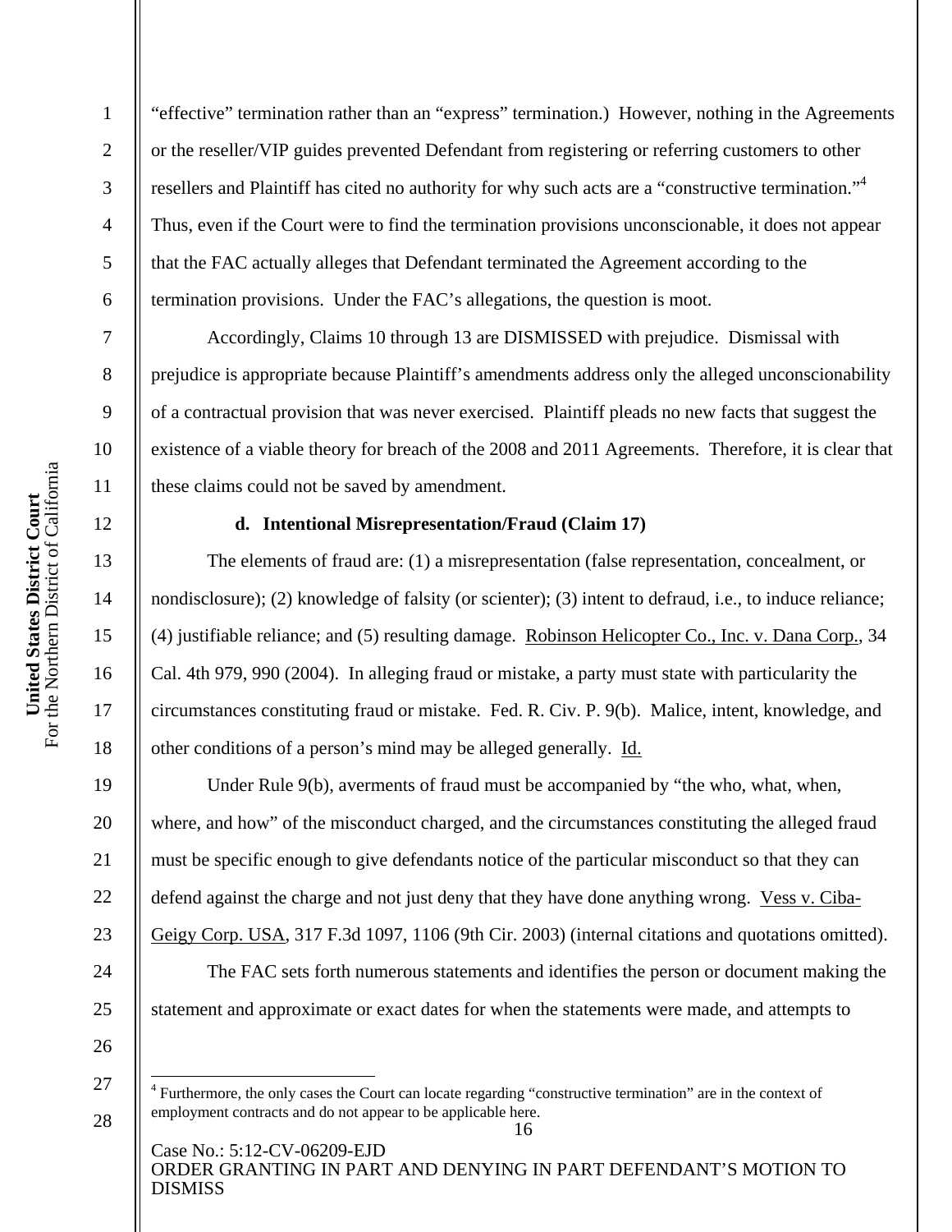"effective" termination rather than an "express" termination.) However, nothing in the Agreements or the reseller/VIP guides prevented Defendant from registering or referring customers to other resellers and Plaintiff has cited no authority for why such acts are a "constructive termination."[4] Thus, even if the Court were to find the termination provisions unconscionable, it does not appear that the FAC actually alleges that Defendant terminated the Agreement according to the termination provisions. Under the FAC's allegations, the question is moot.

Accordingly, Claims 10 through 13 are DISMISSED with prejudice. Dismissal with prejudice is appropriate because Plaintiff's amendments address only the alleged unconscionability of a contractual provision that was never exercised. Plaintiff pleads no new facts that suggest the existence of a viable theory for breach of the 2008 and 2011 Agreements. Therefore, it is clear that these claims could not be saved by amendment.

#### d. Intentional Misrepresentation/Fraud (Claim 17)

The elements of fraud are: (1) a misrepresentation (false representation, concealment, or nondisclosure); (2) knowledge of falsity (or scienter); (3) intent to defraud, i.e., to induce reliance; (4) justifiable reliance; and (5) resulting damage. Robinson Helicopter Co., Inc. v. Dana Corp., 34 Cal. 4th 979, 990 (2004). In alleging fraud or mistake, a party must state with particularity the circumstances constituting fraud or mistake. Fed. R. Civ. P. 9(b). Malice, intent, knowledge, and other conditions of a person's mind may be alleged generally. Id.

Under Rule 9(b), averments of fraud must be accompanied by "the who, what, when, where, and how" of the misconduct charged, and the circumstances constituting the alleged fraud must be specific enough to give defendants notice of the particular misconduct so that they can defend against the charge and not just deny that they have done anything wrong. Vess v. Ciba-Geigy Corp. USA, 317 F.3d 1097, 1106 (9th Cir. 2003) (internal citations and quotations omitted).

The FAC sets forth numerous statements and identifies the person or document making the statement and approximate or exact dates for when the statements were made, and attempts to

[4] Furthermore, the only cases the Court can locate regarding "constructive termination" are in the context of employment contracts and do not appear to be applicable here.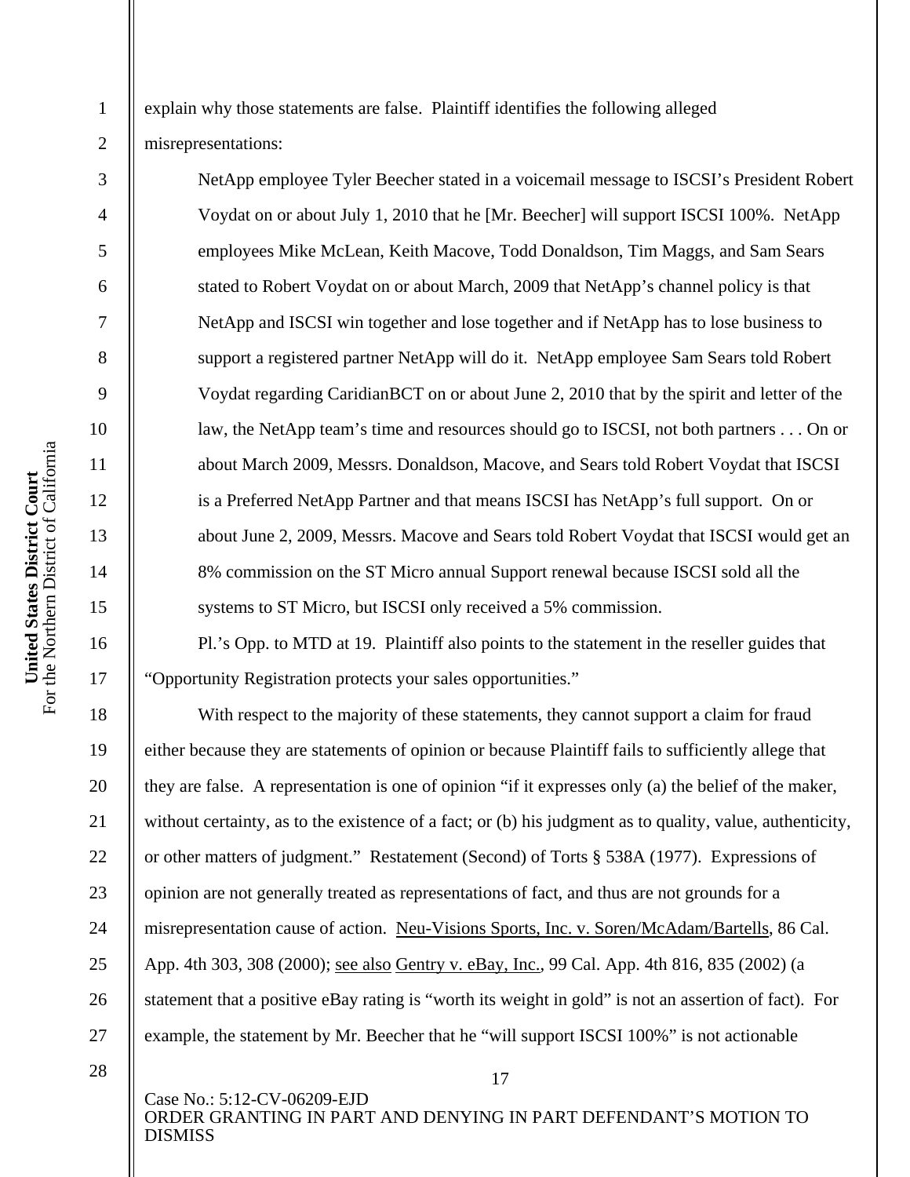explain why those statements are false. Plaintiff identifies the following alleged misrepresentations:

> NetApp employee Tyler Beecher stated in a voicemail message to ISCSI's President Robert Voydat on or about July 1, 2010 that he [Mr. Beecher] will support ISCSI 100%. NetApp employees Mike McLean, Keith Macove, Todd Donaldson, Tim Maggs, and Sam Sears stated to Robert Voydat on or about March, 2009 that NetApp's channel policy is that NetApp and ISCSI win together and lose together and if NetApp has to lose business to support a registered partner NetApp will do it. NetApp employee Sam Sears told Robert Voydat regarding CaridianBCT on or about June 2, 2010 that by the spirit and letter of the law, the NetApp team's time and resources should go to ISCSI, not both partners . . . On or about March 2009, Messrs. Donaldson, Macove, and Sears told Robert Voydat that ISCSI is a Preferred NetApp Partner and that means ISCSI has NetApp's full support. On or about June 2, 2009, Messrs. Macove and Sears told Robert Voydat that ISCSI would get an 8% commission on the ST Micro annual Support renewal because ISCSI sold all the systems to ST Micro, but ISCSI only received a 5% commission.

Pl.'s Opp. to MTD at 19. Plaintiff also points to the statement in the reseller guides that "Opportunity Registration protects your sales opportunities."

With respect to the majority of these statements, they cannot support a claim for fraud either because they are statements of opinion or because Plaintiff fails to sufficiently allege that they are false. A representation is one of opinion "if it expresses only (a) the belief of the maker, without certainty, as to the existence of a fact; or (b) his judgment as to quality, value, authenticity, or other matters of judgment." Restatement (Second) of Torts § 538A (1977). Expressions of opinion are not generally treated as representations of fact, and thus are not grounds for a misrepresentation cause of action. Neu-Visions Sports, Inc. v. Soren/McAdam/Bartells, 86 Cal. App. 4th 303, 308 (2000); see also Gentry v. eBay, Inc., 99 Cal. App. 4th 816, 835 (2002) (a statement that a positive eBay rating is "worth its weight in gold" is not an assertion of fact). For example, the statement by Mr. Beecher that he "will support ISCSI 100%" is not actionable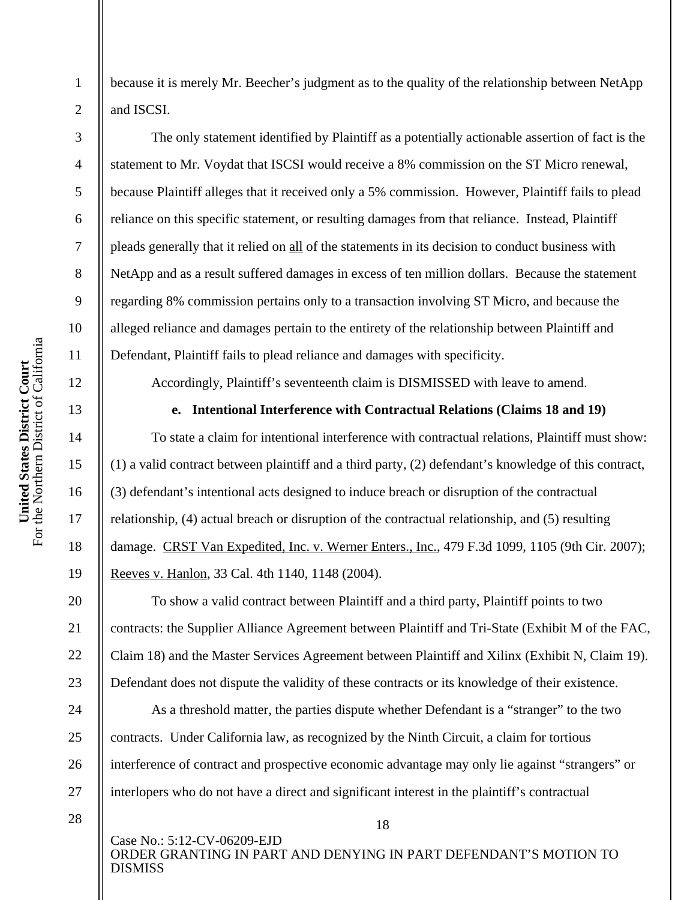because it is merely Mr. Beecher's judgment as to the quality of the relationship between NetApp and ISCSI.

The only statement identified by Plaintiff as a potentially actionable assertion of fact is the statement to Mr. Voydat that ISCSI would receive a 8% commission on the ST Micro renewal, because Plaintiff alleges that it received only a 5% commission. However, Plaintiff fails to plead reliance on this specific statement, or resulting damages from that reliance. Instead, Plaintiff pleads generally that it relied on all of the statements in its decision to conduct business with NetApp and as a result suffered damages in excess of ten million dollars. Because the statement regarding 8% commission pertains only to a transaction involving ST Micro, and because the alleged reliance and damages pertain to the entirety of the relationship between Plaintiff and Defendant, Plaintiff fails to plead reliance and damages with specificity.

Accordingly, Plaintiff's seventeenth claim is DISMISSED with leave to amend.

**e. Intentional Interference with Contractual Relations (Claims 18 and 19)**

To state a claim for intentional interference with contractual relations, Plaintiff must show: (1) a valid contract between plaintiff and a third party, (2) defendant's knowledge of this contract, (3) defendant's intentional acts designed to induce breach or disruption of the contractual relationship, (4) actual breach or disruption of the contractual relationship, and (5) resulting damage. CRST Van Expedited, Inc. v. Werner Enters., Inc., 479 F.3d 1099, 1105 (9th Cir. 2007); Reeves v. Hanlon, 33 Cal. 4th 1140, 1148 (2004).

To show a valid contract between Plaintiff and a third party, Plaintiff points to two contracts: the Supplier Alliance Agreement between Plaintiff and Tri-State (Exhibit M of the FAC, Claim 18) and the Master Services Agreement between Plaintiff and Xilinx (Exhibit N, Claim 19). Defendant does not dispute the validity of these contracts or its knowledge of their existence.

As a threshold matter, the parties dispute whether Defendant is a "stranger" to the two contracts. Under California law, as recognized by the Ninth Circuit, a claim for tortious interference of contract and prospective economic advantage may only lie against "strangers" or interlopers who do not have a direct and significant interest in the plaintiff's contractual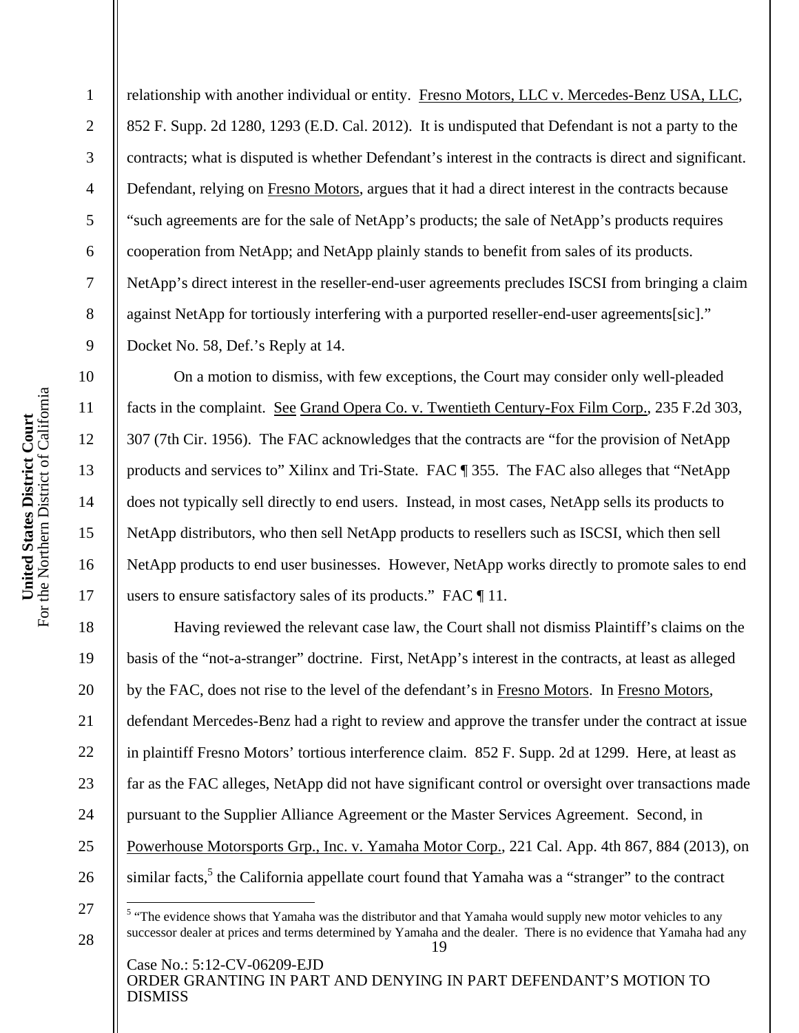relationship with another individual or entity. Fresno Motors, LLC v. Mercedes-Benz USA, LLC, 852 F. Supp. 2d 1280, 1293 (E.D. Cal. 2012). It is undisputed that Defendant is not a party to the contracts; what is disputed is whether Defendant's interest in the contracts is direct and significant. Defendant, relying on Fresno Motors, argues that it had a direct interest in the contracts because "such agreements are for the sale of NetApp's products; the sale of NetApp's products requires cooperation from NetApp; and NetApp plainly stands to benefit from sales of its products. NetApp's direct interest in the reseller-end-user agreements precludes ISCSI from bringing a claim against NetApp for tortiously interfering with a purported reseller-end-user agreements[sic]." Docket No. 58, Def.'s Reply at 14.

On a motion to dismiss, with few exceptions, the Court may consider only well-pleaded facts in the complaint. See Grand Opera Co. v. Twentieth Century-Fox Film Corp., 235 F.2d 303, 307 (7th Cir. 1956). The FAC acknowledges that the contracts are "for the provision of NetApp products and services to" Xilinx and Tri-State. FAC ¶ 355. The FAC also alleges that "NetApp does not typically sell directly to end users. Instead, in most cases, NetApp sells its products to NetApp distributors, who then sell NetApp products to resellers such as ISCSI, which then sell NetApp products to end user businesses. However, NetApp works directly to promote sales to end users to ensure satisfactory sales of its products." FAC ¶ 11.

Having reviewed the relevant case law, the Court shall not dismiss Plaintiff's claims on the basis of the "not-a-stranger" doctrine. First, NetApp's interest in the contracts, at least as alleged by the FAC, does not rise to the level of the defendant's in Fresno Motors. In Fresno Motors, defendant Mercedes-Benz had a right to review and approve the transfer under the contract at issue in plaintiff Fresno Motors' tortious interference claim. 852 F. Supp. 2d at 1299. Here, at least as far as the FAC alleges, NetApp did not have significant control or oversight over transactions made pursuant to the Supplier Alliance Agreement or the Master Services Agreement. Second, in Powerhouse Motorsports Grp., Inc. v. Yamaha Motor Corp., 221 Cal. App. 4th 867, 884 (2013), on similar facts,[5] the California appellate court found that Yamaha was a "stranger" to the contract

[5] "The evidence shows that Yamaha was the distributor and that Yamaha would supply new motor vehicles to any successor dealer at prices and terms determined by Yamaha and the dealer. There is no evidence that Yamaha had any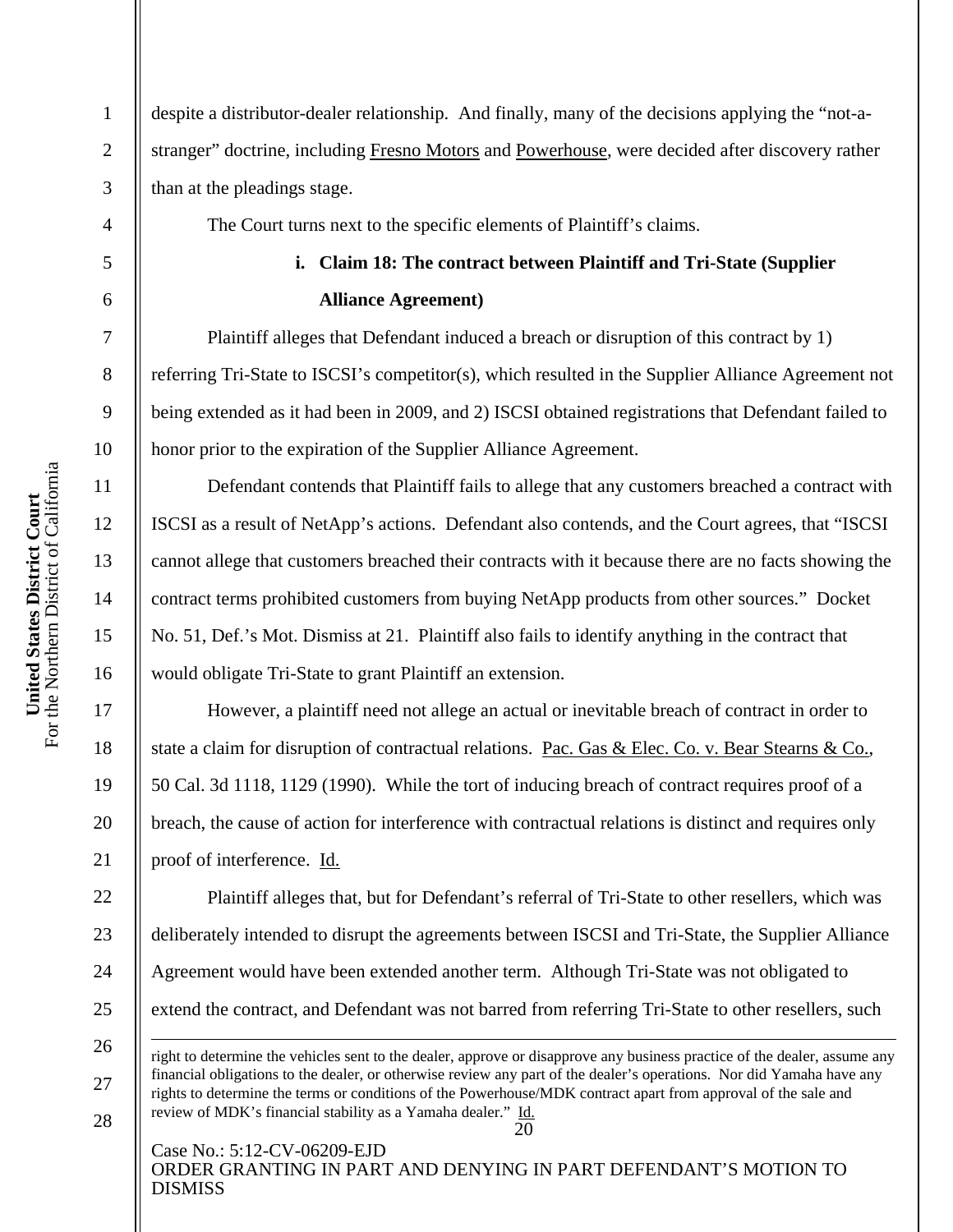despite a distributor-dealer relationship. And finally, many of the decisions applying the "not-a-stranger" doctrine, including Fresno Motors and Powerhouse, were decided after discovery rather than at the pleadings stage.

The Court turns next to the specific elements of Plaintiff's claims.

**i. Claim 18: The contract between Plaintiff and Tri-State (Supplier Alliance Agreement)**

Plaintiff alleges that Defendant induced a breach or disruption of this contract by 1) referring Tri-State to ISCSI's competitor(s), which resulted in the Supplier Alliance Agreement not being extended as it had been in 2009, and 2) ISCSI obtained registrations that Defendant failed to honor prior to the expiration of the Supplier Alliance Agreement.

Defendant contends that Plaintiff fails to allege that any customers breached a contract with ISCSI as a result of NetApp's actions. Defendant also contends, and the Court agrees, that "ISCSI cannot allege that customers breached their contracts with it because there are no facts showing the contract terms prohibited customers from buying NetApp products from other sources." Docket No. 51, Def.'s Mot. Dismiss at 21. Plaintiff also fails to identify anything in the contract that would obligate Tri-State to grant Plaintiff an extension.

However, a plaintiff need not allege an actual or inevitable breach of contract in order to state a claim for disruption of contractual relations. Pac. Gas & Elec. Co. v. Bear Stearns & Co., 50 Cal. 3d 1118, 1129 (1990). While the tort of inducing breach of contract requires proof of a breach, the cause of action for interference with contractual relations is distinct and requires only proof of interference. Id.

Plaintiff alleges that, but for Defendant's referral of Tri-State to other resellers, which was deliberately intended to disrupt the agreements between ISCSI and Tri-State, the Supplier Alliance Agreement would have been extended another term. Although Tri-State was not obligated to extend the contract, and Defendant was not barred from referring Tri-State to other resellers, such

---

right to determine the vehicles sent to the dealer, approve or disapprove any business practice of the dealer, assume any financial obligations to the dealer, or otherwise review any part of the dealer's operations. Nor did Yamaha have any rights to determine the terms or conditions of the Powerhouse/MDK contract apart from approval of the sale and review of MDK's financial stability as a Yamaha dealer." Id.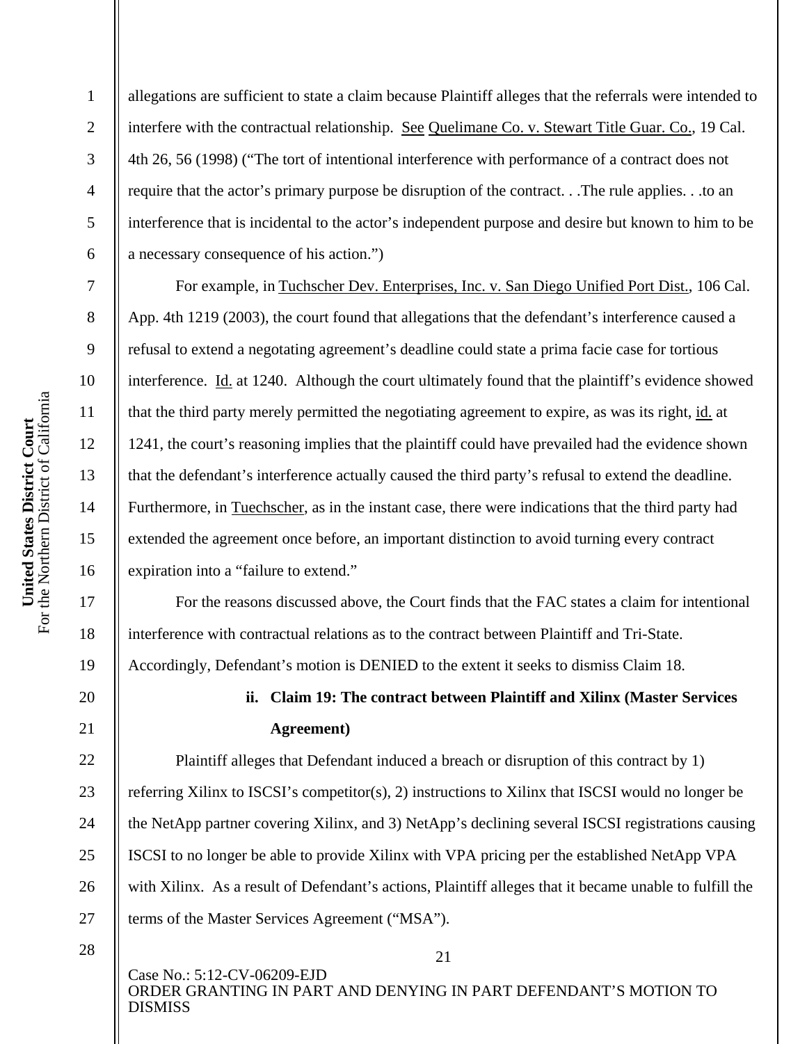allegations are sufficient to state a claim because Plaintiff alleges that the referrals were intended to interfere with the contractual relationship. See Quelimane Co. v. Stewart Title Guar. Co., 19 Cal. 4th 26, 56 (1998) ("The tort of intentional interference with performance of a contract does not require that the actor's primary purpose be disruption of the contract. . .The rule applies. . .to an interference that is incidental to the actor's independent purpose and desire but known to him to be a necessary consequence of his action.")

For example, in Tuchscher Dev. Enterprises, Inc. v. San Diego Unified Port Dist., 106 Cal. App. 4th 1219 (2003), the court found that allegations that the defendant's interference caused a refusal to extend a negotating agreement's deadline could state a prima facie case for tortious interference. Id. at 1240. Although the court ultimately found that the plaintiff's evidence showed that the third party merely permitted the negotiating agreement to expire, as was its right, id. at 1241, the court's reasoning implies that the plaintiff could have prevailed had the evidence shown that the defendant's interference actually caused the third party's refusal to extend the deadline. Furthermore, in Tuechscher, as in the instant case, there were indications that the third party had extended the agreement once before, an important distinction to avoid turning every contract expiration into a "failure to extend."

For the reasons discussed above, the Court finds that the FAC states a claim for intentional interference with contractual relations as to the contract between Plaintiff and Tri-State. Accordingly, Defendant's motion is DENIED to the extent it seeks to dismiss Claim 18.

**ii. Claim 19: The contract between Plaintiff and Xilinx (Master Services Agreement)**

Plaintiff alleges that Defendant induced a breach or disruption of this contract by 1) referring Xilinx to ISCSI's competitor(s), 2) instructions to Xilinx that ISCSI would no longer be the NetApp partner covering Xilinx, and 3) NetApp's declining several ISCSI registrations causing ISCSI to no longer be able to provide Xilinx with VPA pricing per the established NetApp VPA with Xilinx. As a result of Defendant's actions, Plaintiff alleges that it became unable to fulfill the terms of the Master Services Agreement ("MSA").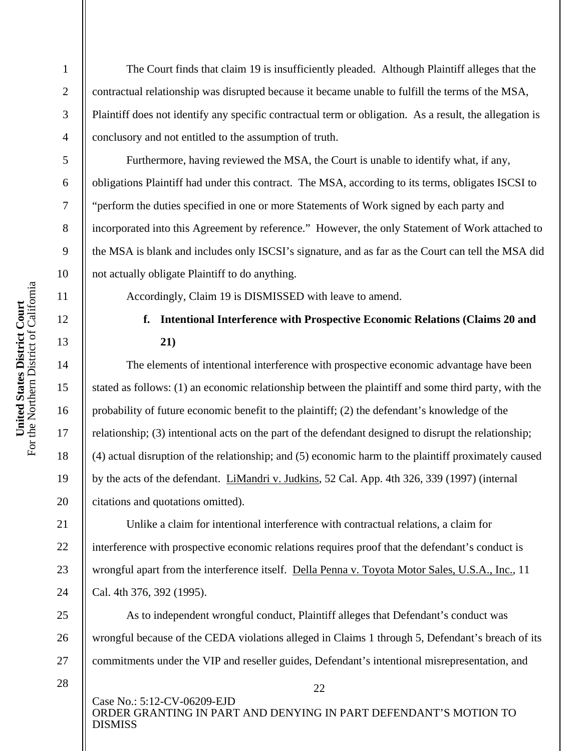The Court finds that claim 19 is insufficiently pleaded. Although Plaintiff alleges that the contractual relationship was disrupted because it became unable to fulfill the terms of the MSA, Plaintiff does not identify any specific contractual term or obligation. As a result, the allegation is conclusory and not entitled to the assumption of truth.

Furthermore, having reviewed the MSA, the Court is unable to identify what, if any, obligations Plaintiff had under this contract. The MSA, according to its terms, obligates ISCSI to "perform the duties specified in one or more Statements of Work signed by each party and incorporated into this Agreement by reference." However, the only Statement of Work attached to the MSA is blank and includes only ISCSI's signature, and as far as the Court can tell the MSA did not actually obligate Plaintiff to do anything.

Accordingly, Claim 19 is DISMISSED with leave to amend.

**f. Intentional Interference with Prospective Economic Relations (Claims 20 and 21)**

The elements of intentional interference with prospective economic advantage have been stated as follows: (1) an economic relationship between the plaintiff and some third party, with the probability of future economic benefit to the plaintiff; (2) the defendant's knowledge of the relationship; (3) intentional acts on the part of the defendant designed to disrupt the relationship; (4) actual disruption of the relationship; and (5) economic harm to the plaintiff proximately caused by the acts of the defendant. LiMandri v. Judkins, 52 Cal. App. 4th 326, 339 (1997) (internal citations and quotations omitted).

Unlike a claim for intentional interference with contractual relations, a claim for interference with prospective economic relations requires proof that the defendant's conduct is wrongful apart from the interference itself. Della Penna v. Toyota Motor Sales, U.S.A., Inc., 11 Cal. 4th 376, 392 (1995).

As to independent wrongful conduct, Plaintiff alleges that Defendant's conduct was wrongful because of the CEDA violations alleged in Claims 1 through 5, Defendant's breach of its commitments under the VIP and reseller guides, Defendant's intentional misrepresentation, and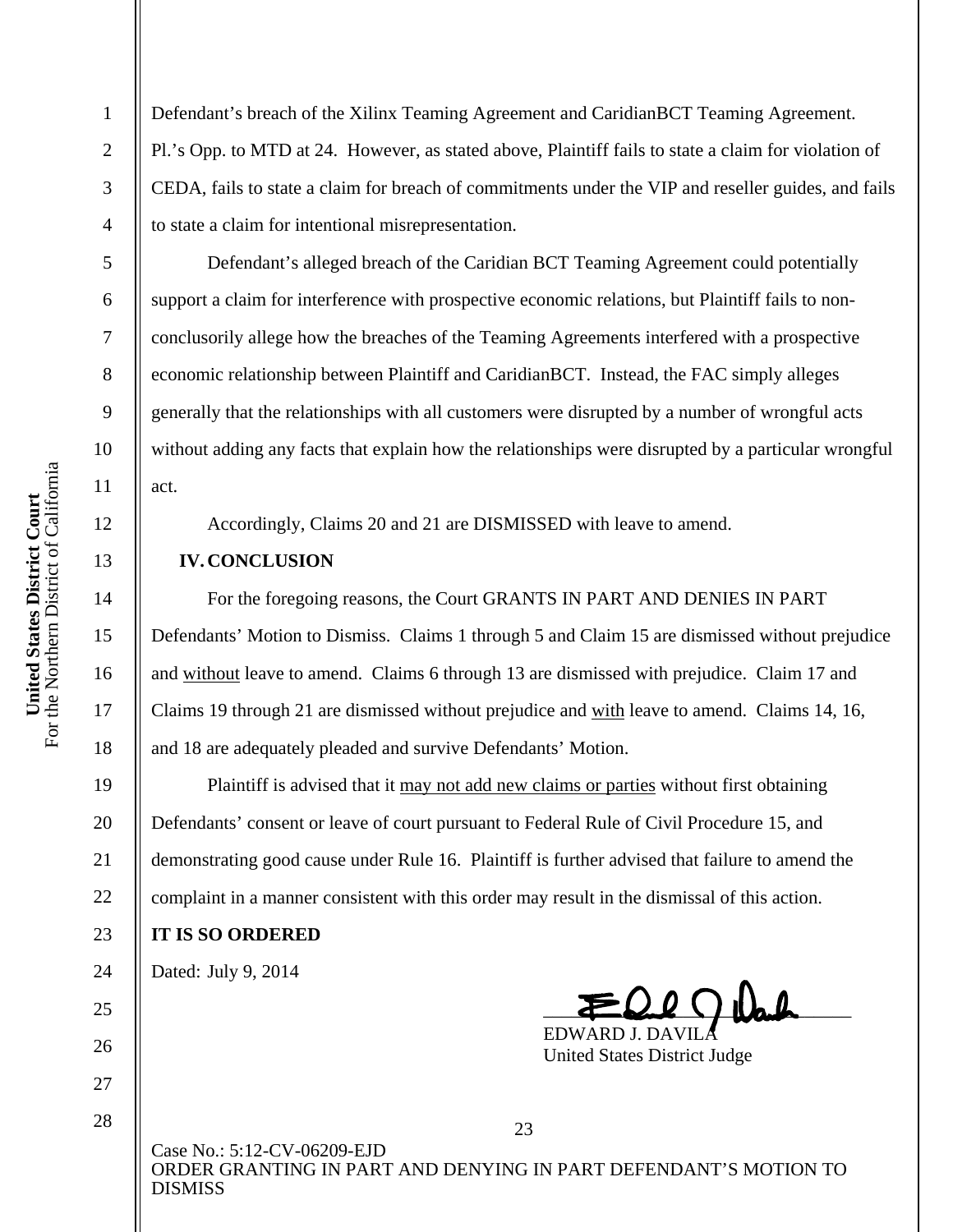Defendant's breach of the Xilinx Teaming Agreement and CaridianBCT Teaming Agreement. Pl.'s Opp. to MTD at 24. However, as stated above, Plaintiff fails to state a claim for violation of CEDA, fails to state a claim for breach of commitments under the VIP and reseller guides, and fails to state a claim for intentional misrepresentation.

Defendant's alleged breach of the Caridian BCT Teaming Agreement could potentially support a claim for interference with prospective economic relations, but Plaintiff fails to non-conclusorily allege how the breaches of the Teaming Agreements interfered with a prospective economic relationship between Plaintiff and CaridianBCT. Instead, the FAC simply alleges generally that the relationships with all customers were disrupted by a number of wrongful acts without adding any facts that explain how the relationships were disrupted by a particular wrongful act.

Accordingly, Claims 20 and 21 are DISMISSED with leave to amend.

## IV. CONCLUSION

For the foregoing reasons, the Court GRANTS IN PART AND DENIES IN PART Defendants' Motion to Dismiss. Claims 1 through 5 and Claim 15 are dismissed without prejudice and without leave to amend. Claims 6 through 13 are dismissed with prejudice. Claim 17 and Claims 19 through 21 are dismissed without prejudice and with leave to amend. Claims 14, 16, and 18 are adequately pleaded and survive Defendants' Motion.

Plaintiff is advised that it may not add new claims or parties without first obtaining Defendants' consent or leave of court pursuant to Federal Rule of Civil Procedure 15, and demonstrating good cause under Rule 16. Plaintiff is further advised that failure to amend the complaint in a manner consistent with this order may result in the dismissal of this action.

**IT IS SO ORDERED**

Dated: July 9, 2014

EDWARD J. DAVILA
United States District Judge

Case No.: 5:12-CV-06209-EJD
ORDER GRANTING IN PART AND DENYING IN PART DEFENDANT'S MOTION TO DISMISS